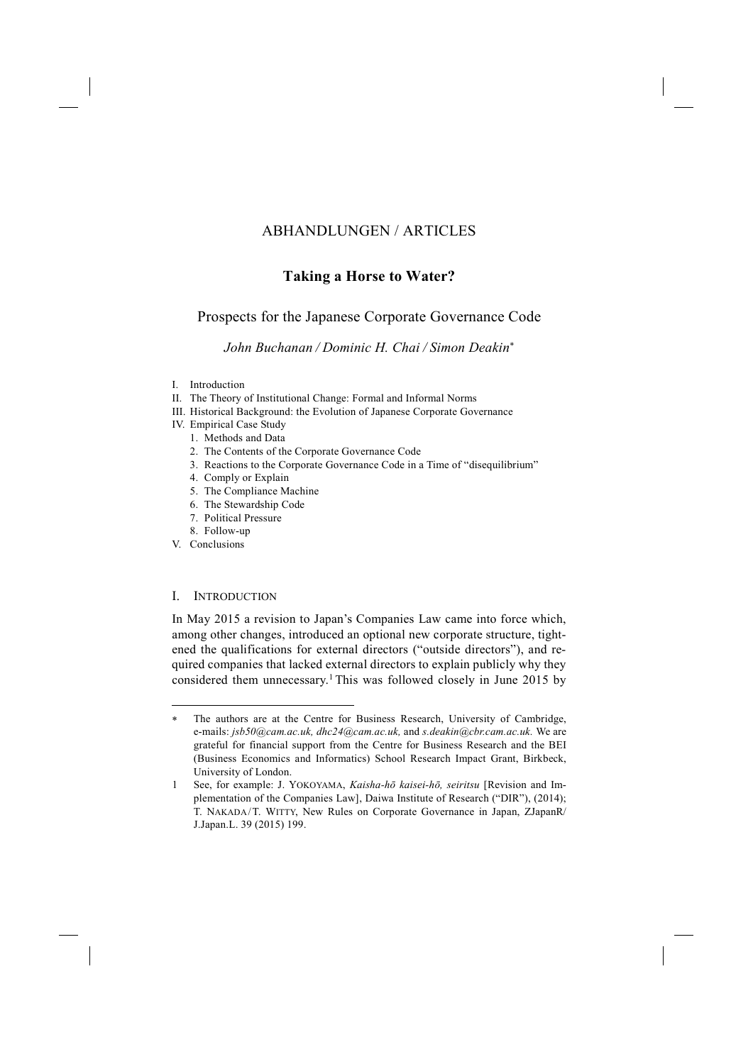ABHANDLUNGEN / ARTICLES

# Taking a Horse to Water?

## Prospects for the Japanese Corporate Governance Code

*John Buchanan / Dominic H. Chai / Simon Deakin*[∗]

- I. Introduction
- II. The Theory of Institutional Change: Formal and Informal Norms
- III. Historical Background: the Evolution of Japanese Corporate Governance
- IV. Empirical Case Study
  1. Methods and Data
  2. The Contents of the Corporate Governance Code
  3. Reactions to the Corporate Governance Code in a Time of "disequilibrium"
  4. Comply or Explain
  5. The Compliance Machine
  6. The Stewardship Code
  7. Political Pressure
  8. Follow-up
- V. Conclusions

## I. Introduction

In May 2015 a revision to Japan's Companies Law came into force which, among other changes, introduced an optional new corporate structure, tightened the qualifications for external directors ("outside directors"), and required companies that lacked external directors to explain publicly why they considered them unnecessary.[1] This was followed closely in June 2015 by

---

∗ The authors are at the Centre for Business Research, University of Cambridge, e-mails: *jsb50@cam.ac.uk, dhc24@cam.ac.uk,* and *s.deakin@cbr.cam.ac.uk.* We are grateful for financial support from the Centre for Business Research and the BEI (Business Economics and Informatics) School Research Impact Grant, Birkbeck, University of London.

1 See, for example: J. Yokoyama, *Kaisha-hō kaisei-hō, seiritsu* [Revision and Implementation of the Companies Law], Daiwa Institute of Research ("DIR"), (2014); T. Nakada / T. Witty, New Rules on Corporate Governance in Japan, ZJapanR/J.Japan.L. 39 (2015) 199.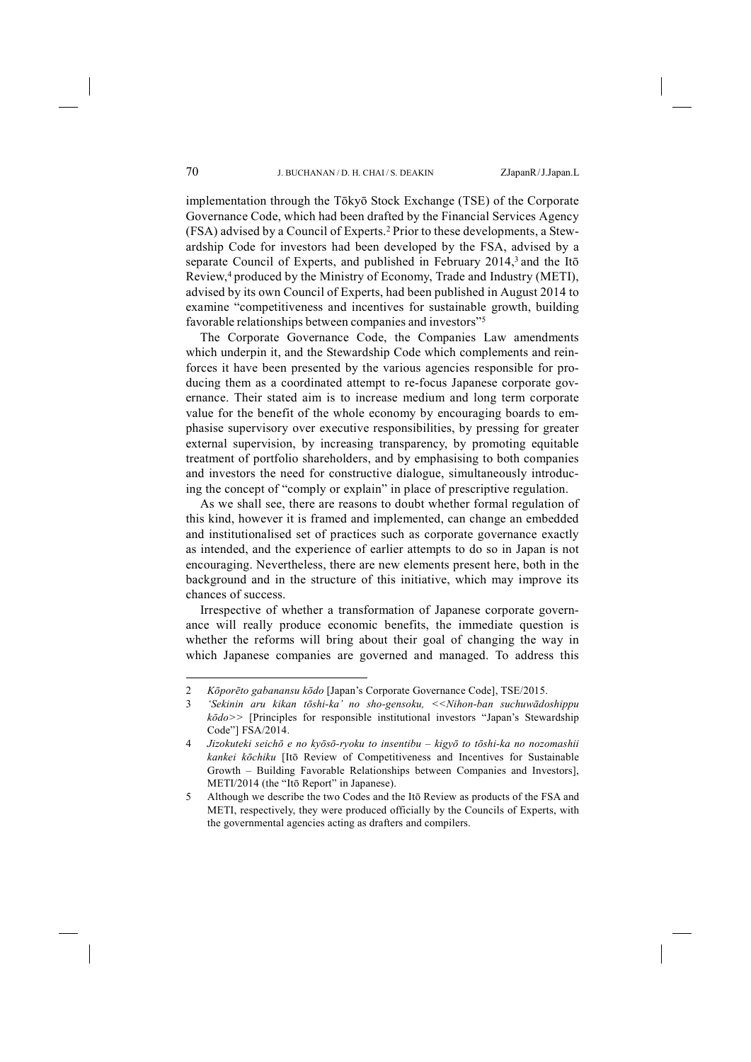implementation through the Tōkyō Stock Exchange (TSE) of the Corporate Governance Code, which had been drafted by the Financial Services Agency (FSA) advised by a Council of Experts.[2] Prior to these developments, a Stewardship Code for investors had been developed by the FSA, advised by a separate Council of Experts, and published in February 2014,[3] and the Itō Review,[4] produced by the Ministry of Economy, Trade and Industry (METI), advised by its own Council of Experts, had been published in August 2014 to examine "competitiveness and incentives for sustainable growth, building favorable relationships between companies and investors"[5]

The Corporate Governance Code, the Companies Law amendments which underpin it, and the Stewardship Code which complements and reinforces it have been presented by the various agencies responsible for producing them as a coordinated attempt to re-focus Japanese corporate governance. Their stated aim is to increase medium and long term corporate value for the benefit of the whole economy by encouraging boards to emphasise supervisory over executive responsibilities, by pressing for greater external supervision, by increasing transparency, by promoting equitable treatment of portfolio shareholders, and by emphasising to both companies and investors the need for constructive dialogue, simultaneously introducing the concept of "comply or explain" in place of prescriptive regulation.

As we shall see, there are reasons to doubt whether formal regulation of this kind, however it is framed and implemented, can change an embedded and institutionalised set of practices such as corporate governance exactly as intended, and the experience of earlier attempts to do so in Japan is not encouraging. Nevertheless, there are new elements present here, both in the background and in the structure of this initiative, which may improve its chances of success.

Irrespective of whether a transformation of Japanese corporate governance will really produce economic benefits, the immediate question is whether the reforms will bring about their goal of changing the way in which Japanese companies are governed and managed. To address this

---

2 *Kōporēto gabanansu kōdo* [Japan's Corporate Governance Code], TSE/2015.

3 *'Sekinin aru kikan tōshi-ka' no sho-gensoku, <<Nihon-ban suchuwādoshippu kōdo>>* [Principles for responsible institutional investors "Japan's Stewardship Code"] FSA/2014.

4 *Jizokuteki seichō e no kyōsō-ryoku to insentibu – kigyō to tōshi-ka no nozomashii kankei kōchiku* [Itō Review of Competitiveness and Incentives for Sustainable Growth – Building Favorable Relationships between Companies and Investors], METI/2014 (the "Itō Report" in Japanese).

5 Although we describe the two Codes and the Itō Review as products of the FSA and METI, respectively, they were produced officially by the Councils of Experts, with the governmental agencies acting as drafters and compilers.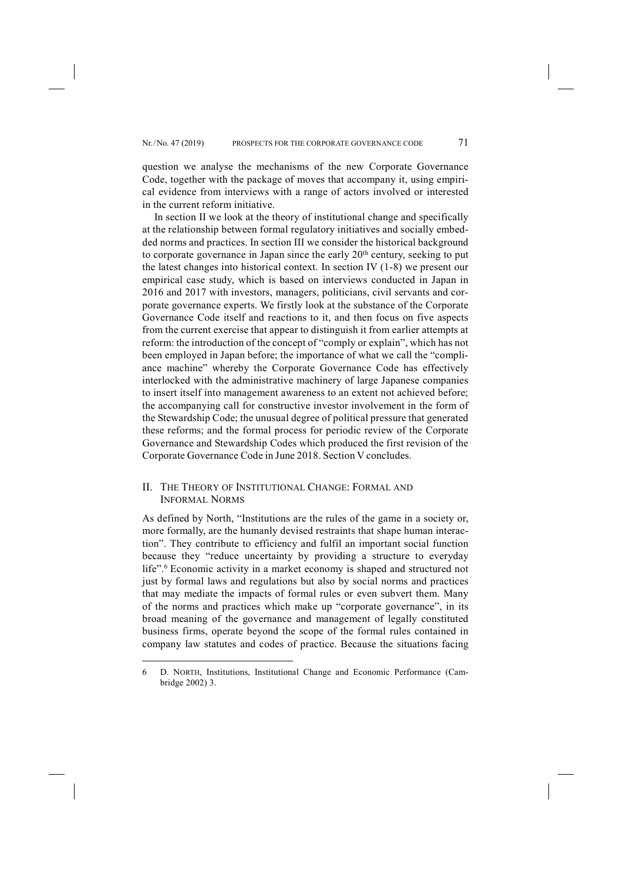question we analyse the mechanisms of the new Corporate Governance Code, together with the package of moves that accompany it, using empirical evidence from interviews with a range of actors involved or interested in the current reform initiative.

In section II we look at the theory of institutional change and specifically at the relationship between formal regulatory initiatives and socially embedded norms and practices. In section III we consider the historical background to corporate governance in Japan since the early 20th century, seeking to put the latest changes into historical context. In section IV (1-8) we present our empirical case study, which is based on interviews conducted in Japan in 2016 and 2017 with investors, managers, politicians, civil servants and corporate governance experts. We firstly look at the substance of the Corporate Governance Code itself and reactions to it, and then focus on five aspects from the current exercise that appear to distinguish it from earlier attempts at reform: the introduction of the concept of "comply or explain", which has not been employed in Japan before; the importance of what we call the "compliance machine" whereby the Corporate Governance Code has effectively interlocked with the administrative machinery of large Japanese companies to insert itself into management awareness to an extent not achieved before; the accompanying call for constructive investor involvement in the form of the Stewardship Code; the unusual degree of political pressure that generated these reforms; and the formal process for periodic review of the Corporate Governance and Stewardship Codes which produced the first revision of the Corporate Governance Code in June 2018. Section V concludes.

## II. The Theory of Institutional Change: Formal and Informal Norms

As defined by North, "Institutions are the rules of the game in a society or, more formally, are the humanly devised restraints that shape human interaction". They contribute to efficiency and fulfil an important social function because they "reduce uncertainty by providing a structure to everyday life".[6] Economic activity in a market economy is shaped and structured not just by formal laws and regulations but also by social norms and practices that may mediate the impacts of formal rules or even subvert them. Many of the norms and practices which make up "corporate governance", in its broad meaning of the governance and management of legally constituted business firms, operate beyond the scope of the formal rules contained in company law statutes and codes of practice. Because the situations facing

---

6 D. North, Institutions, Institutional Change and Economic Performance (Cambridge 2002) 3.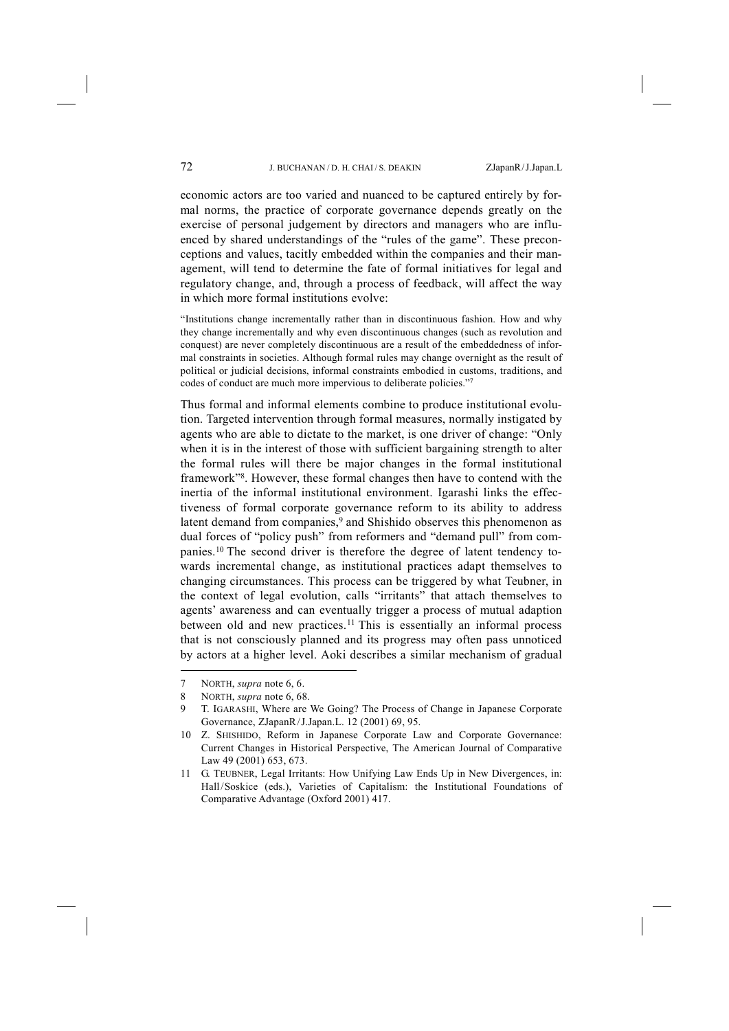economic actors are too varied and nuanced to be captured entirely by formal norms, the practice of corporate governance depends greatly on the exercise of personal judgement by directors and managers who are influenced by shared understandings of the "rules of the game". These preconceptions and values, tacitly embedded within the companies and their management, will tend to determine the fate of formal initiatives for legal and regulatory change, and, through a process of feedback, will affect the way in which more formal institutions evolve:

> "Institutions change incrementally rather than in discontinuous fashion. How and why they change incrementally and why even discontinuous changes (such as revolution and conquest) are never completely discontinuous are a result of the embeddedness of informal constraints in societies. Although formal rules may change overnight as the result of political or judicial decisions, informal constraints embodied in customs, traditions, and codes of conduct are much more impervious to deliberate policies."[7]

Thus formal and informal elements combine to produce institutional evolution. Targeted intervention through formal measures, normally instigated by agents who are able to dictate to the market, is one driver of change: "Only when it is in the interest of those with sufficient bargaining strength to alter the formal rules will there be major changes in the formal institutional framework"[8]. However, these formal changes then have to contend with the inertia of the informal institutional environment. Igarashi links the effectiveness of formal corporate governance reform to its ability to address latent demand from companies,[9] and Shishido observes this phenomenon as dual forces of "policy push" from reformers and "demand pull" from companies.[10] The second driver is therefore the degree of latent tendency towards incremental change, as institutional practices adapt themselves to changing circumstances. This process can be triggered by what Teubner, in the context of legal evolution, calls "irritants" that attach themselves to agents' awareness and can eventually trigger a process of mutual adaption between old and new practices.[11] This is essentially an informal process that is not consciously planned and its progress may often pass unnoticed by actors at a higher level. Aoki describes a similar mechanism of gradual

---

7 NORTH, *supra* note 6, 6.

8 NORTH, *supra* note 6, 68.

9 T. IGARASHI, Where are We Going? The Process of Change in Japanese Corporate Governance, ZJapanR / J.Japan.L. 12 (2001) 69, 95.

10 Z. SHISHIDO, Reform in Japanese Corporate Law and Corporate Governance: Current Changes in Historical Perspective, The American Journal of Comparative Law 49 (2001) 653, 673.

11 G. TEUBNER, Legal Irritants: How Unifying Law Ends Up in New Divergences, in: Hall / Soskice (eds.), Varieties of Capitalism: the Institutional Foundations of Comparative Advantage (Oxford 2001) 417.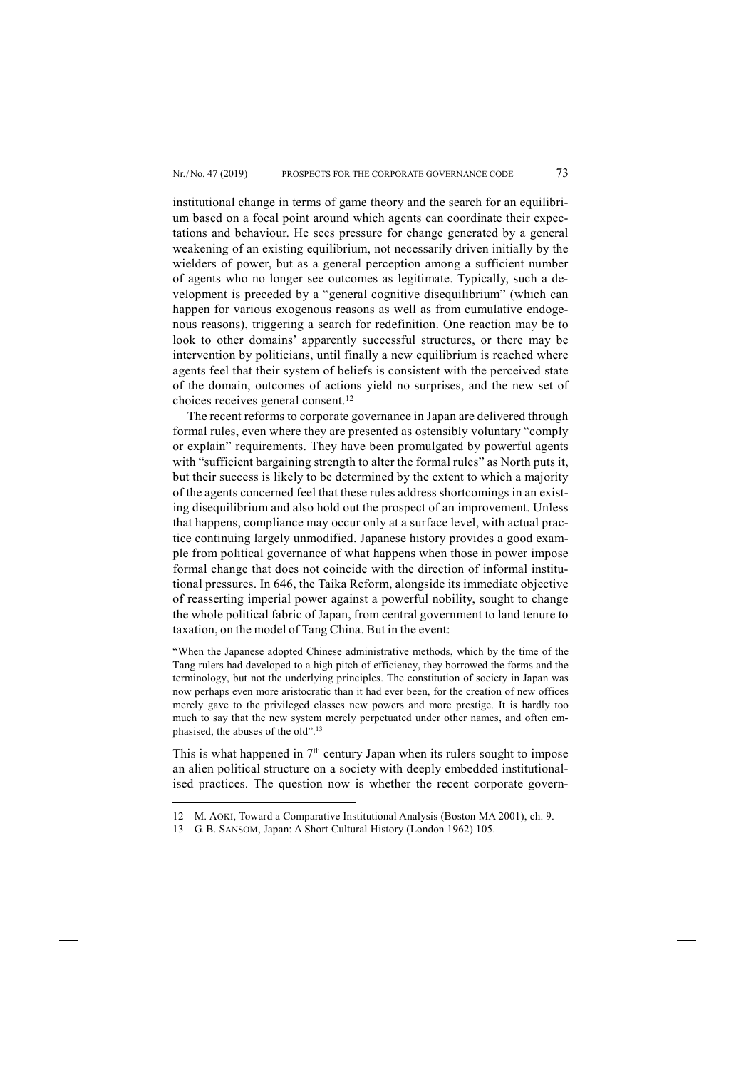institutional change in terms of game theory and the search for an equilibrium based on a focal point around which agents can coordinate their expectations and behaviour. He sees pressure for change generated by a general weakening of an existing equilibrium, not necessarily driven initially by the wielders of power, but as a general perception among a sufficient number of agents who no longer see outcomes as legitimate. Typically, such a development is preceded by a "general cognitive disequilibrium" (which can happen for various exogenous reasons as well as from cumulative endogenous reasons), triggering a search for redefinition. One reaction may be to look to other domains' apparently successful structures, or there may be intervention by politicians, until finally a new equilibrium is reached where agents feel that their system of beliefs is consistent with the perceived state of the domain, outcomes of actions yield no surprises, and the new set of choices receives general consent.[12]

The recent reforms to corporate governance in Japan are delivered through formal rules, even where they are presented as ostensibly voluntary "comply or explain" requirements. They have been promulgated by powerful agents with "sufficient bargaining strength to alter the formal rules" as North puts it, but their success is likely to be determined by the extent to which a majority of the agents concerned feel that these rules address shortcomings in an existing disequilibrium and also hold out the prospect of an improvement. Unless that happens, compliance may occur only at a surface level, with actual practice continuing largely unmodified. Japanese history provides a good example from political governance of what happens when those in power impose formal change that does not coincide with the direction of informal institutional pressures. In 646, the Taika Reform, alongside its immediate objective of reasserting imperial power against a powerful nobility, sought to change the whole political fabric of Japan, from central government to land tenure to taxation, on the model of Tang China. But in the event:

> "When the Japanese adopted Chinese administrative methods, which by the time of the Tang rulers had developed to a high pitch of efficiency, they borrowed the forms and the terminology, but not the underlying principles. The constitution of society in Japan was now perhaps even more aristocratic than it had ever been, for the creation of new offices merely gave to the privileged classes new powers and more prestige. It is hardly too much to say that the new system merely perpetuated under other names, and often emphasised, the abuses of the old".[13]

This is what happened in 7th century Japan when its rulers sought to impose an alien political structure on a society with deeply embedded institutionalised practices. The question now is whether the recent corporate govern-

---

12 M. AOKI, Toward a Comparative Institutional Analysis (Boston MA 2001), ch. 9.

13 G. B. SANSOM, Japan: A Short Cultural History (London 1962) 105.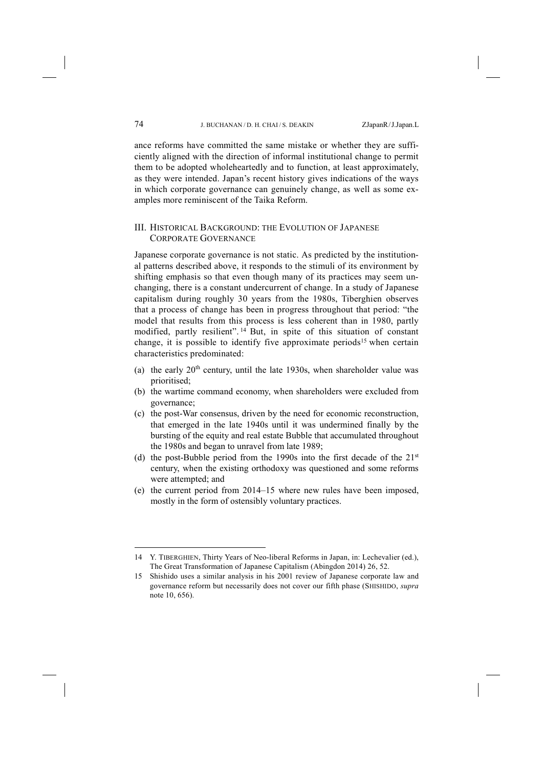ance reforms have committed the same mistake or whether they are sufficiently aligned with the direction of informal institutional change to permit them to be adopted wholeheartedly and to function, at least approximately, as they were intended. Japan's recent history gives indications of the ways in which corporate governance can genuinely change, as well as some examples more reminiscent of the Taika Reform.

## III. Historical Background: the Evolution of Japanese Corporate Governance

Japanese corporate governance is not static. As predicted by the institutional patterns described above, it responds to the stimuli of its environment by shifting emphasis so that even though many of its practices may seem unchanging, there is a constant undercurrent of change. In a study of Japanese capitalism during roughly 30 years from the 1980s, Tiberghien observes that a process of change has been in progress throughout that period: "the model that results from this process is less coherent than in 1980, partly modified, partly resilient".[14] But, in spite of this situation of constant change, it is possible to identify five approximate periods[15] when certain characteristics predominated:

(a) the early 20th century, until the late 1930s, when shareholder value was prioritised;

(b) the wartime command economy, when shareholders were excluded from governance;

(c) the post-War consensus, driven by the need for economic reconstruction, that emerged in the late 1940s until it was undermined finally by the bursting of the equity and real estate Bubble that accumulated throughout the 1980s and began to unravel from late 1989;

(d) the post-Bubble period from the 1990s into the first decade of the 21st century, when the existing orthodoxy was questioned and some reforms were attempted; and

(e) the current period from 2014–15 where new rules have been imposed, mostly in the form of ostensibly voluntary practices.

---

14 Y. Tiberghien, Thirty Years of Neo-liberal Reforms in Japan, in: Lechevalier (ed.), The Great Transformation of Japanese Capitalism (Abingdon 2014) 26, 52.

15 Shishido uses a similar analysis in his 2001 review of Japanese corporate law and governance reform but necessarily does not cover our fifth phase (Shishido, *supra* note 10, 656).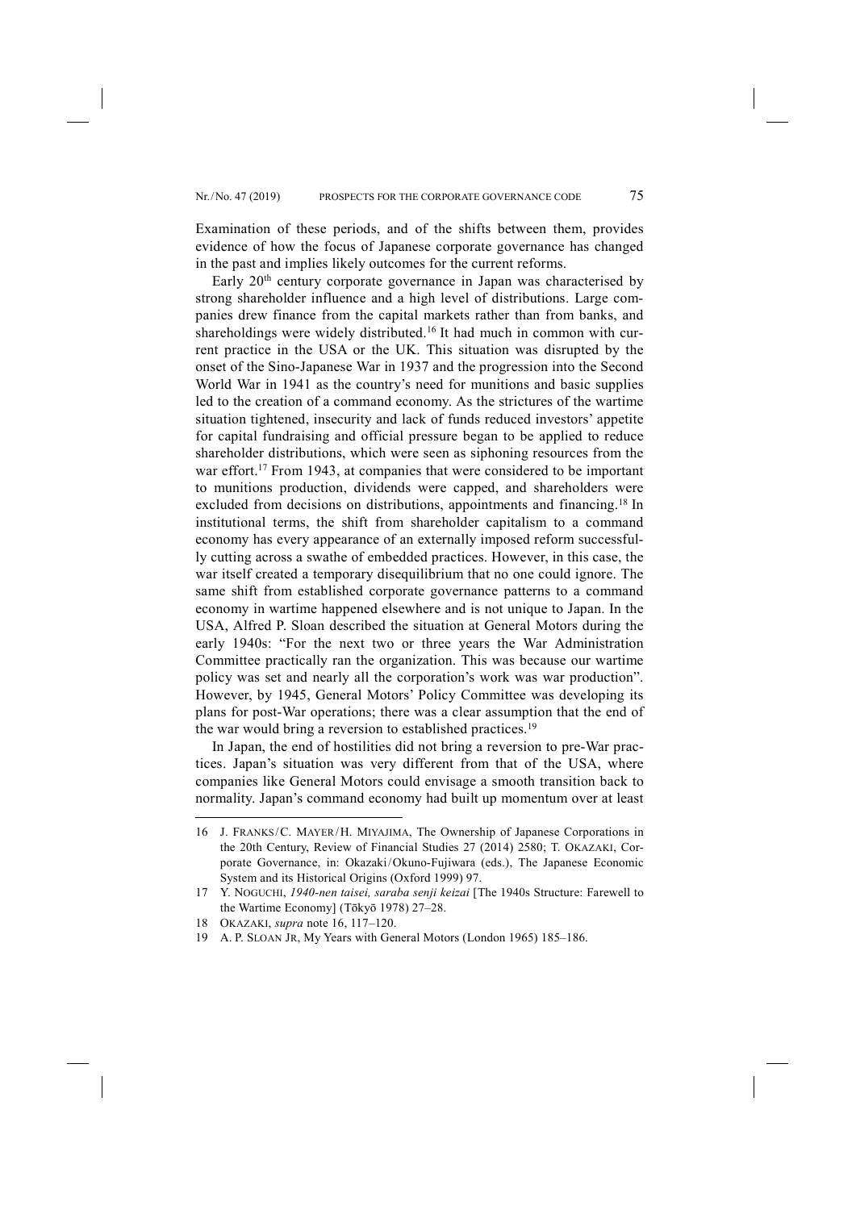Examination of these periods, and of the shifts between them, provides evidence of how the focus of Japanese corporate governance has changed in the past and implies likely outcomes for the current reforms.

Early 20th century corporate governance in Japan was characterised by strong shareholder influence and a high level of distributions. Large companies drew finance from the capital markets rather than from banks, and shareholdings were widely distributed.[16] It had much in common with current practice in the USA or the UK. This situation was disrupted by the onset of the Sino-Japanese War in 1937 and the progression into the Second World War in 1941 as the country's need for munitions and basic supplies led to the creation of a command economy. As the strictures of the wartime situation tightened, insecurity and lack of funds reduced investors' appetite for capital fundraising and official pressure began to be applied to reduce shareholder distributions, which were seen as siphoning resources from the war effort.[17] From 1943, at companies that were considered to be important to munitions production, dividends were capped, and shareholders were excluded from decisions on distributions, appointments and financing.[18] In institutional terms, the shift from shareholder capitalism to a command economy has every appearance of an externally imposed reform successfully cutting across a swathe of embedded practices. However, in this case, the war itself created a temporary disequilibrium that no one could ignore. The same shift from established corporate governance patterns to a command economy in wartime happened elsewhere and is not unique to Japan. In the USA, Alfred P. Sloan described the situation at General Motors during the early 1940s: "For the next two or three years the War Administration Committee practically ran the organization. This was because our wartime policy was set and nearly all the corporation's work was war production". However, by 1945, General Motors' Policy Committee was developing its plans for post-War operations; there was a clear assumption that the end of the war would bring a reversion to established practices.[19]

In Japan, the end of hostilities did not bring a reversion to pre-War practices. Japan's situation was very different from that of the USA, where companies like General Motors could envisage a smooth transition back to normality. Japan's command economy had built up momentum over at least

---

16 J. FRANKS / C. MAYER / H. MIYAJIMA, The Ownership of Japanese Corporations in the 20th Century, Review of Financial Studies 27 (2014) 2580; T. OKAZAKI, Corporate Governance, in: Okazaki / Okuno-Fujiwara (eds.), The Japanese Economic System and its Historical Origins (Oxford 1999) 97.

17 Y. NOGUCHI, *1940-nen taisei, saraba senji keizai* [The 1940s Structure: Farewell to the Wartime Economy] (Tōkyō 1978) 27–28.

18 OKAZAKI, *supra* note 16, 117–120.

19 A. P. SLOAN JR, My Years with General Motors (London 1965) 185–186.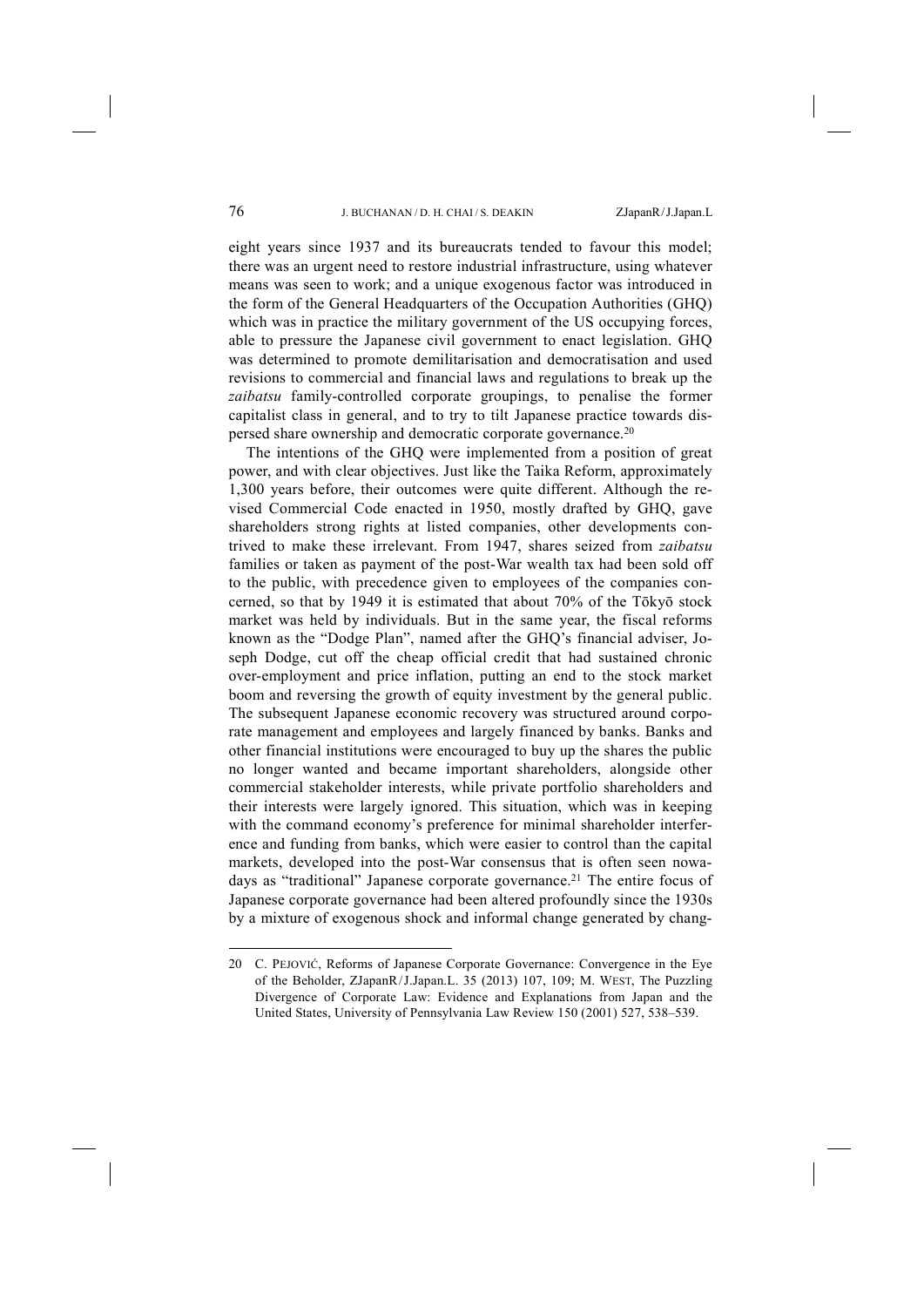eight years since 1937 and its bureaucrats tended to favour this model; there was an urgent need to restore industrial infrastructure, using whatever means was seen to work; and a unique exogenous factor was introduced in the form of the General Headquarters of the Occupation Authorities (GHQ) which was in practice the military government of the US occupying forces, able to pressure the Japanese civil government to enact legislation. GHQ was determined to promote demilitarisation and democratisation and used revisions to commercial and financial laws and regulations to break up the *zaibatsu* family-controlled corporate groupings, to penalise the former capitalist class in general, and to try to tilt Japanese practice towards dispersed share ownership and democratic corporate governance.[20]

The intentions of the GHQ were implemented from a position of great power, and with clear objectives. Just like the Taika Reform, approximately 1,300 years before, their outcomes were quite different. Although the revised Commercial Code enacted in 1950, mostly drafted by GHQ, gave shareholders strong rights at listed companies, other developments contrived to make these irrelevant. From 1947, shares seized from *zaibatsu* families or taken as payment of the post-War wealth tax had been sold off to the public, with precedence given to employees of the companies concerned, so that by 1949 it is estimated that about 70% of the Tōkyō stock market was held by individuals. But in the same year, the fiscal reforms known as the "Dodge Plan", named after the GHQ's financial adviser, Joseph Dodge, cut off the cheap official credit that had sustained chronic over-employment and price inflation, putting an end to the stock market boom and reversing the growth of equity investment by the general public. The subsequent Japanese economic recovery was structured around corporate management and employees and largely financed by banks. Banks and other financial institutions were encouraged to buy up the shares the public no longer wanted and became important shareholders, alongside other commercial stakeholder interests, while private portfolio shareholders and their interests were largely ignored. This situation, which was in keeping with the command economy's preference for minimal shareholder interference and funding from banks, which were easier to control than the capital markets, developed into the post-War consensus that is often seen nowadays as "traditional" Japanese corporate governance.[21] The entire focus of Japanese corporate governance had been altered profoundly since the 1930s by a mixture of exogenous shock and informal change generated by chang-

---

20 C. PEJOVIĆ, Reforms of Japanese Corporate Governance: Convergence in the Eye of the Beholder, ZJapanR / J.Japan.L. 35 (2013) 107, 109; M. WEST, The Puzzling Divergence of Corporate Law: Evidence and Explanations from Japan and the United States, University of Pennsylvania Law Review 150 (2001) 527, 538–539.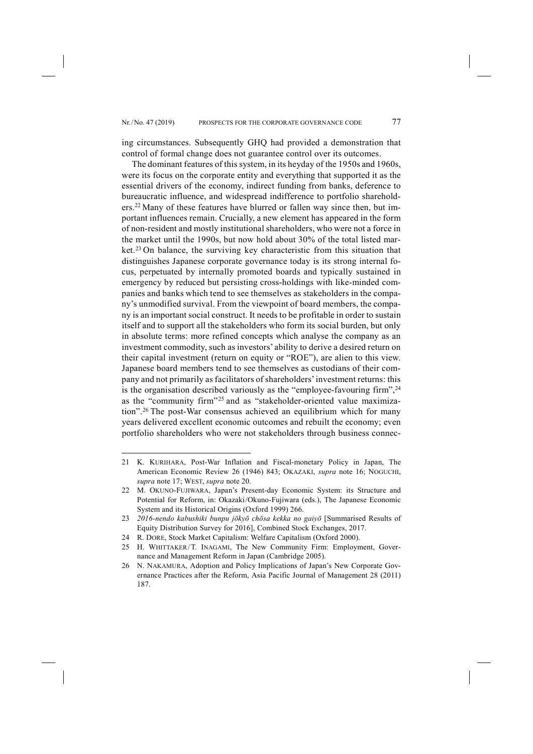ing circumstances. Subsequently GHQ had provided a demonstration that control of formal change does not guarantee control over its outcomes.

The dominant features of this system, in its heyday of the 1950s and 1960s, were its focus on the corporate entity and everything that supported it as the essential drivers of the economy, indirect funding from banks, deference to bureaucratic influence, and widespread indifference to portfolio shareholders.[22] Many of these features have blurred or fallen way since then, but important influences remain. Crucially, a new element has appeared in the form of non-resident and mostly institutional shareholders, who were not a force in the market until the 1990s, but now hold about 30% of the total listed market.[23] On balance, the surviving key characteristic from this situation that distinguishes Japanese corporate governance today is its strong internal focus, perpetuated by internally promoted boards and typically sustained in emergency by reduced but persisting cross-holdings with like-minded companies and banks which tend to see themselves as stakeholders in the company's unmodified survival. From the viewpoint of board members, the company is an important social construct. It needs to be profitable in order to sustain itself and to support all the stakeholders who form its social burden, but only in absolute terms: more refined concepts which analyse the company as an investment commodity, such as investors' ability to derive a desired return on their capital investment (return on equity or "ROE"), are alien to this view. Japanese board members tend to see themselves as custodians of their company and not primarily as facilitators of shareholders' investment returns: this is the organisation described variously as the "employee-favouring firm",[24] as the "community firm"[25] and as "stakeholder-oriented value maximization".[26] The post-War consensus achieved an equilibrium which for many years delivered excellent economic outcomes and rebuilt the economy; even portfolio shareholders who were not stakeholders through business connec-

---

21 K. KURIHARA, Post-War Inflation and Fiscal-monetary Policy in Japan, The American Economic Review 26 (1946) 843; OKAZAKI, *supra* note 16; NOGUCHI, *supra* note 17; WEST, *supra* note 20.

22 M. OKUNO-FUJIWARA, Japan's Present-day Economic System: its Structure and Potential for Reform, in: Okazaki/Okuno-Fujiwara (eds.), The Japanese Economic System and its Historical Origins (Oxford 1999) 266.

23 *2016-nendo kabushiki bunpu jōkyō chōsa kekka no gaiyō* [Summarised Results of Equity Distribution Survey for 2016], Combined Stock Exchanges, 2017.

24 R. DORE, Stock Market Capitalism: Welfare Capitalism (Oxford 2000).

25 H. WHITTAKER/T. INAGAMI, The New Community Firm: Employment, Governance and Management Reform in Japan (Cambridge 2005).

26 N. NAKAMURA, Adoption and Policy Implications of Japan's New Corporate Governance Practices after the Reform, Asia Pacific Journal of Management 28 (2011) 187.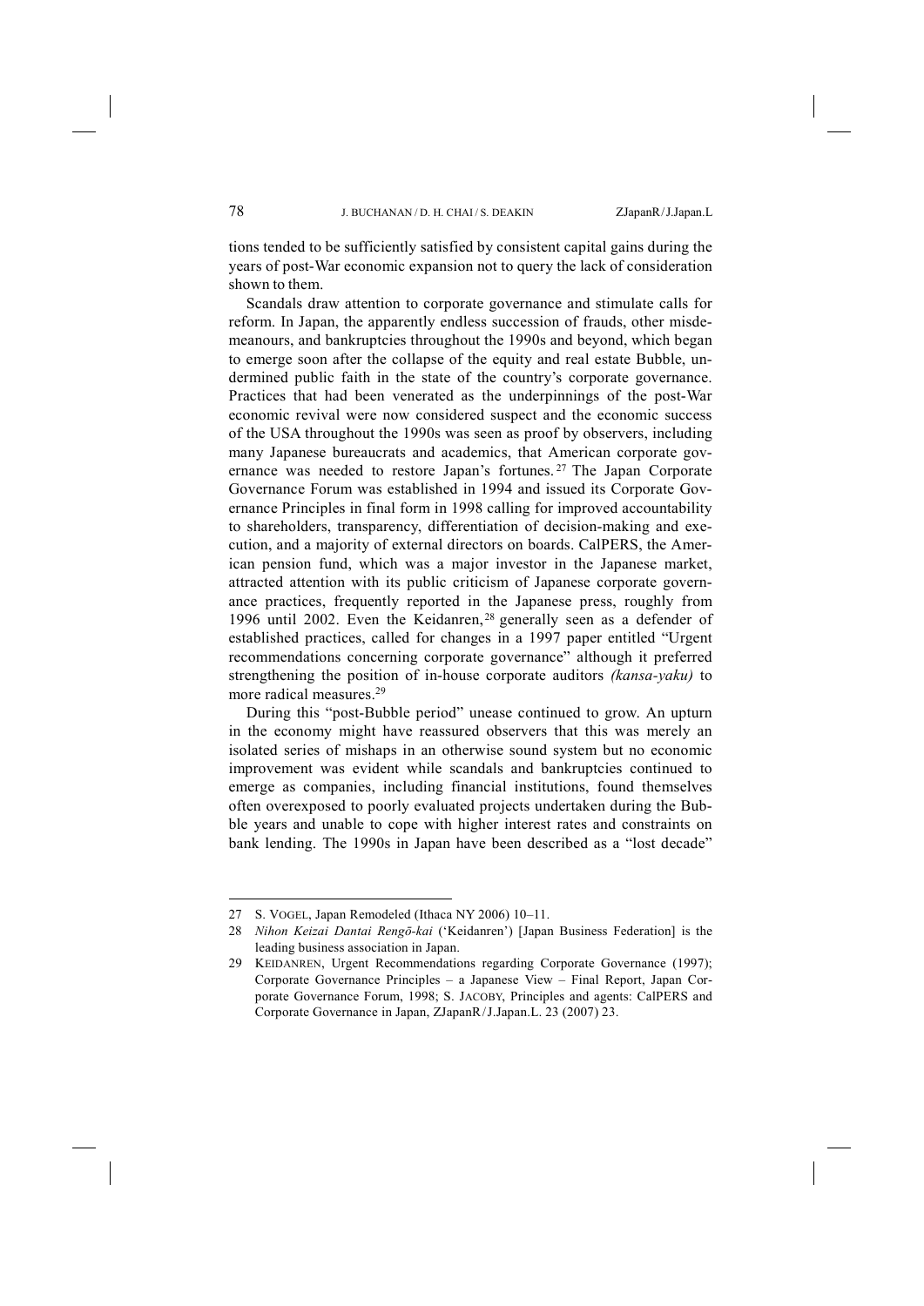tions tended to be sufficiently satisfied by consistent capital gains during the years of post-War economic expansion not to query the lack of consideration shown to them.

Scandals draw attention to corporate governance and stimulate calls for reform. In Japan, the apparently endless succession of frauds, other misdemeanours, and bankruptcies throughout the 1990s and beyond, which began to emerge soon after the collapse of the equity and real estate Bubble, undermined public faith in the state of the country's corporate governance. Practices that had been venerated as the underpinnings of the post-War economic revival were now considered suspect and the economic success of the USA throughout the 1990s was seen as proof by observers, including many Japanese bureaucrats and academics, that American corporate governance was needed to restore Japan's fortunes.[27] The Japan Corporate Governance Forum was established in 1994 and issued its Corporate Governance Principles in final form in 1998 calling for improved accountability to shareholders, transparency, differentiation of decision-making and execution, and a majority of external directors on boards. CalPERS, the American pension fund, which was a major investor in the Japanese market, attracted attention with its public criticism of Japanese corporate governance practices, frequently reported in the Japanese press, roughly from 1996 until 2002. Even the Keidanren,[28] generally seen as a defender of established practices, called for changes in a 1997 paper entitled "Urgent recommendations concerning corporate governance" although it preferred strengthening the position of in-house corporate auditors *(kansa-yaku)* to more radical measures.[29]

During this "post-Bubble period" unease continued to grow. An upturn in the economy might have reassured observers that this was merely an isolated series of mishaps in an otherwise sound system but no economic improvement was evident while scandals and bankruptcies continued to emerge as companies, including financial institutions, found themselves often overexposed to poorly evaluated projects undertaken during the Bubble years and unable to cope with higher interest rates and constraints on bank lending. The 1990s in Japan have been described as a "lost decade"

---

27 S. VOGEL, Japan Remodeled (Ithaca NY 2006) 10–11.

28 *Nihon Keizai Dantai Rengō-kai* ('Keidanren') [Japan Business Federation] is the leading business association in Japan.

29 KEIDANREN, Urgent Recommendations regarding Corporate Governance (1997); Corporate Governance Principles – a Japanese View – Final Report, Japan Corporate Governance Forum, 1998; S. JACOBY, Principles and agents: CalPERS and Corporate Governance in Japan, ZJapanR / J.Japan.L. 23 (2007) 23.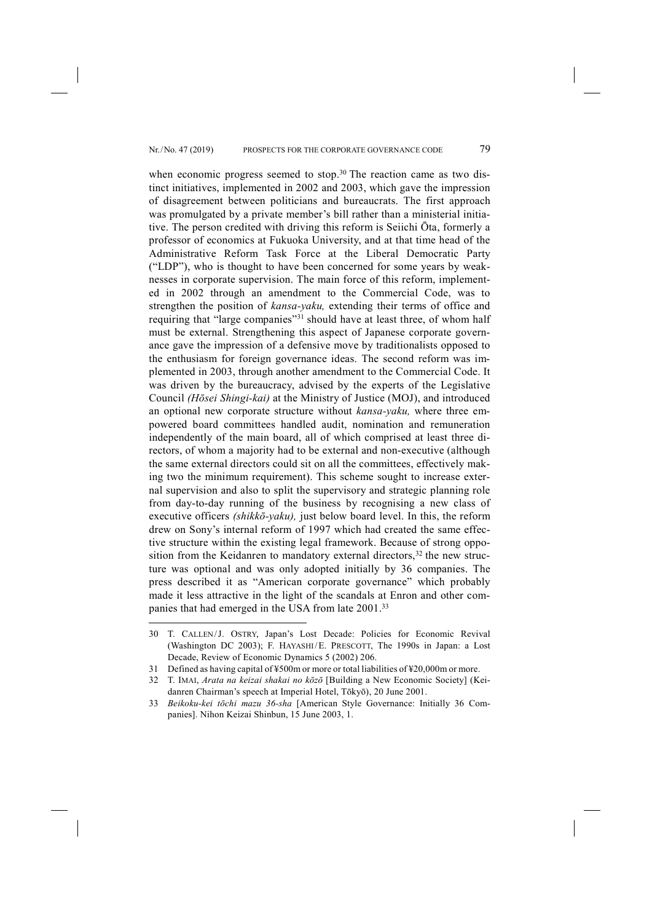when economic progress seemed to stop.[30] The reaction came as two distinct initiatives, implemented in 2002 and 2003, which gave the impression of disagreement between politicians and bureaucrats. The first approach was promulgated by a private member's bill rather than a ministerial initiative. The person credited with driving this reform is Seiichi Ōta, formerly a professor of economics at Fukuoka University, and at that time head of the Administrative Reform Task Force at the Liberal Democratic Party ("LDP"), who is thought to have been concerned for some years by weaknesses in corporate supervision. The main force of this reform, implemented in 2002 through an amendment to the Commercial Code, was to strengthen the position of *kansa-yaku,* extending their terms of office and requiring that "large companies"[31] should have at least three, of whom half must be external. Strengthening this aspect of Japanese corporate governance gave the impression of a defensive move by traditionalists opposed to the enthusiasm for foreign governance ideas. The second reform was implemented in 2003, through another amendment to the Commercial Code. It was driven by the bureaucracy, advised by the experts of the Legislative Council *(Hōsei Shingi-kai)* at the Ministry of Justice (MOJ), and introduced an optional new corporate structure without *kansa-yaku,* where three empowered board committees handled audit, nomination and remuneration independently of the main board, all of which comprised at least three directors, of whom a majority had to be external and non-executive (although the same external directors could sit on all the committees, effectively making two the minimum requirement). This scheme sought to increase external supervision and also to split the supervisory and strategic planning role from day-to-day running of the business by recognising a new class of executive officers *(shikkō-yaku),* just below board level. In this, the reform drew on Sony's internal reform of 1997 which had created the same effective structure within the existing legal framework. Because of strong opposition from the Keidanren to mandatory external directors,[32] the new structure was optional and was only adopted initially by 36 companies. The press described it as "American corporate governance" which probably made it less attractive in the light of the scandals at Enron and other companies that had emerged in the USA from late 2001.[33]

---

30 T. CALLEN/J. OSTRY, Japan's Lost Decade: Policies for Economic Revival (Washington DC 2003); F. HAYASHI/E. PRESCOTT, The 1990s in Japan: a Lost Decade, Review of Economic Dynamics 5 (2002) 206.

31 Defined as having capital of ¥500m or more or total liabilities of ¥20,000m or more.

32 T. IMAI, *Arata na keizai shakai no kōzō* [Building a New Economic Society] (Keidanren Chairman's speech at Imperial Hotel, Tōkyō), 20 June 2001.

33 *Beikoku-kei tōchi mazu 36-sha* [American Style Governance: Initially 36 Companies]. Nihon Keizai Shinbun, 15 June 2003, 1.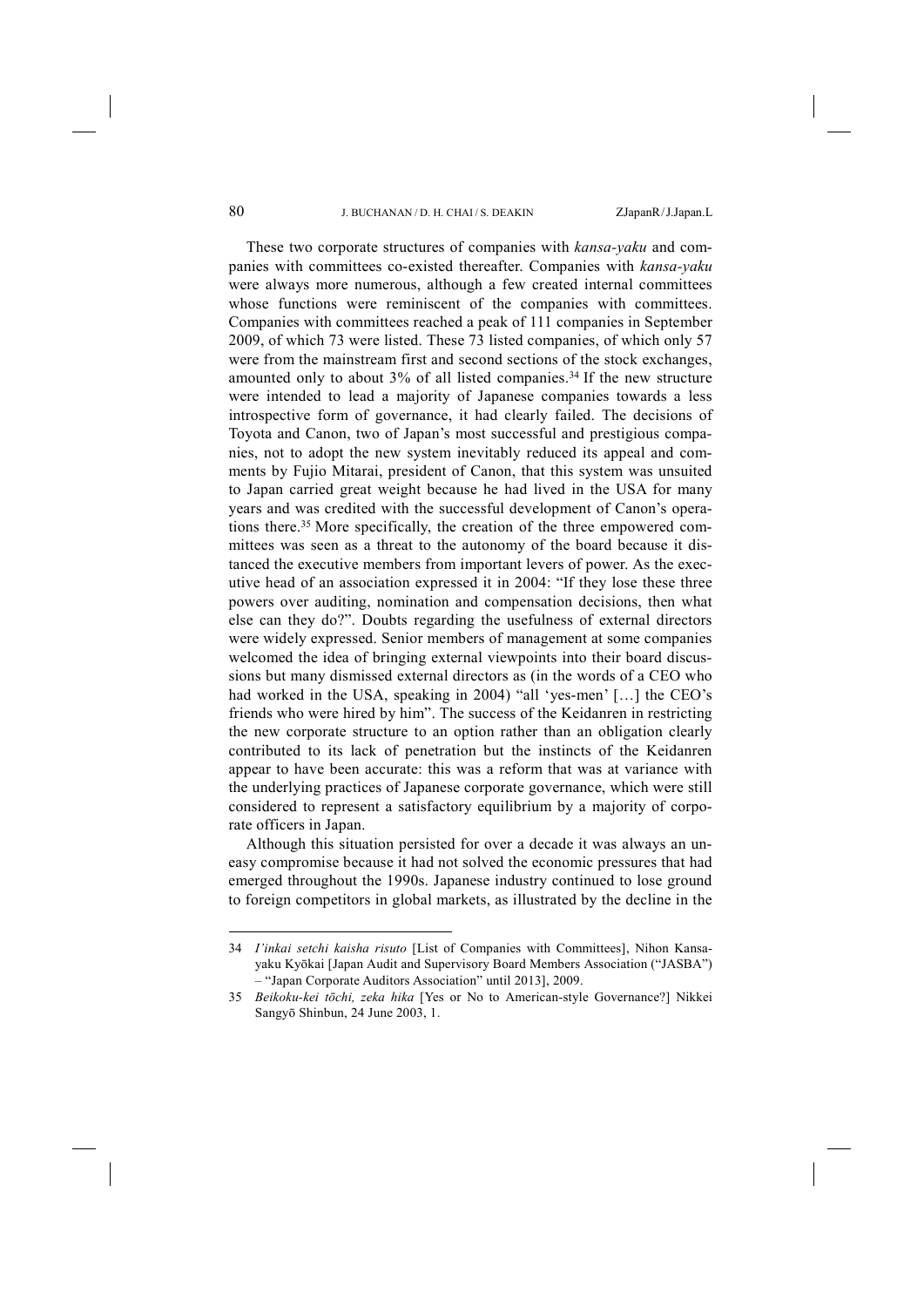These two corporate structures of companies with *kansa-yaku* and companies with committees co-existed thereafter. Companies with *kansa-yaku* were always more numerous, although a few created internal committees whose functions were reminiscent of the companies with committees. Companies with committees reached a peak of 111 companies in September 2009, of which 73 were listed. These 73 listed companies, of which only 57 were from the mainstream first and second sections of the stock exchanges, amounted only to about 3% of all listed companies.[34] If the new structure were intended to lead a majority of Japanese companies towards a less introspective form of governance, it had clearly failed. The decisions of Toyota and Canon, two of Japan's most successful and prestigious companies, not to adopt the new system inevitably reduced its appeal and comments by Fujio Mitarai, president of Canon, that this system was unsuited to Japan carried great weight because he had lived in the USA for many years and was credited with the successful development of Canon's operations there.[35] More specifically, the creation of the three empowered committees was seen as a threat to the autonomy of the board because it distanced the executive members from important levers of power. As the executive head of an association expressed it in 2004: "If they lose these three powers over auditing, nomination and compensation decisions, then what else can they do?". Doubts regarding the usefulness of external directors were widely expressed. Senior members of management at some companies welcomed the idea of bringing external viewpoints into their board discussions but many dismissed external directors as (in the words of a CEO who had worked in the USA, speaking in 2004) "all 'yes-men' […] the CEO's friends who were hired by him". The success of the Keidanren in restricting the new corporate structure to an option rather than an obligation clearly contributed to its lack of penetration but the instincts of the Keidanren appear to have been accurate: this was a reform that was at variance with the underlying practices of Japanese corporate governance, which were still considered to represent a satisfactory equilibrium by a majority of corporate officers in Japan.

Although this situation persisted for over a decade it was always an uneasy compromise because it had not solved the economic pressures that had emerged throughout the 1990s. Japanese industry continued to lose ground to foreign competitors in global markets, as illustrated by the decline in the

---

34 *I'inkai setchi kaisha risuto* [List of Companies with Committees], Nihon Kansa-yaku Kyōkai [Japan Audit and Supervisory Board Members Association ("JASBA") – "Japan Corporate Auditors Association" until 2013], 2009.

35 *Beikoku-kei tōchi, zeka hika* [Yes or No to American-style Governance?] Nikkei Sangyō Shinbun, 24 June 2003, 1.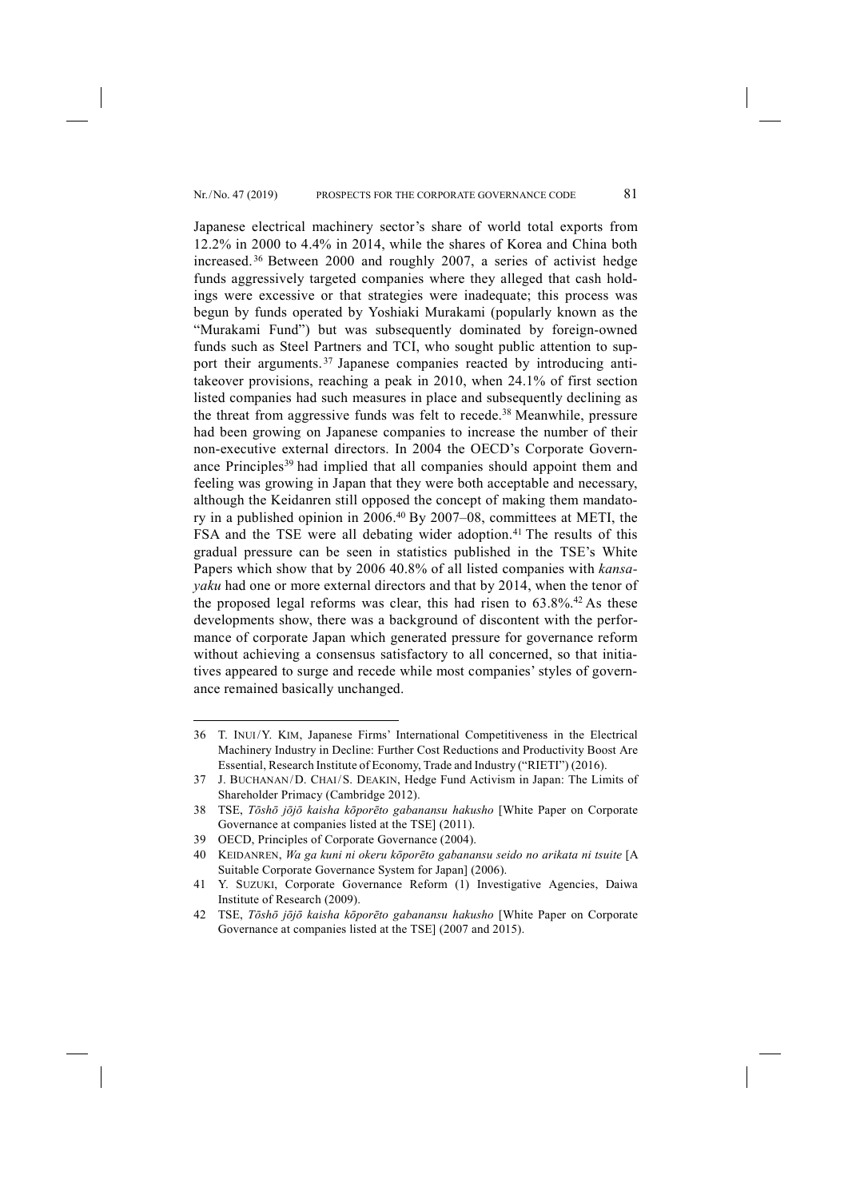Japanese electrical machinery sector's share of world total exports from 12.2% in 2000 to 4.4% in 2014, while the shares of Korea and China both increased.[36] Between 2000 and roughly 2007, a series of activist hedge funds aggressively targeted companies where they alleged that cash holdings were excessive or that strategies were inadequate; this process was begun by funds operated by Yoshiaki Murakami (popularly known as the "Murakami Fund") but was subsequently dominated by foreign-owned funds such as Steel Partners and TCI, who sought public attention to support their arguments.[37] Japanese companies reacted by introducing antitakeover provisions, reaching a peak in 2010, when 24.1% of first section listed companies had such measures in place and subsequently declining as the threat from aggressive funds was felt to recede.[38] Meanwhile, pressure had been growing on Japanese companies to increase the number of their non-executive external directors. In 2004 the OECD's Corporate Governance Principles[39] had implied that all companies should appoint them and feeling was growing in Japan that they were both acceptable and necessary, although the Keidanren still opposed the concept of making them mandatory in a published opinion in 2006.[40] By 2007–08, committees at METI, the FSA and the TSE were all debating wider adoption.[41] The results of this gradual pressure can be seen in statistics published in the TSE's White Papers which show that by 2006 40.8% of all listed companies with *kansayaku* had one or more external directors and that by 2014, when the tenor of the proposed legal reforms was clear, this had risen to 63.8%.[42] As these developments show, there was a background of discontent with the performance of corporate Japan which generated pressure for governance reform without achieving a consensus satisfactory to all concerned, so that initiatives appeared to surge and recede while most companies' styles of governance remained basically unchanged.

---

36 T. Inui/Y. Kim, Japanese Firms' International Competitiveness in the Electrical Machinery Industry in Decline: Further Cost Reductions and Productivity Boost Are Essential, Research Institute of Economy, Trade and Industry ("RIETI") (2016).

37 J. Buchanan/D. Chai/S. Deakin, Hedge Fund Activism in Japan: The Limits of Shareholder Primacy (Cambridge 2012).

38 TSE, *Tōshō jōjō kaisha kōporēto gabanansu hakusho* [White Paper on Corporate Governance at companies listed at the TSE] (2011).

39 OECD, Principles of Corporate Governance (2004).

40 Keidanren, *Wa ga kuni ni okeru kōporēto gabanansu seido no arikata ni tsuite* [A Suitable Corporate Governance System for Japan] (2006).

41 Y. Suzuki, Corporate Governance Reform (1) Investigative Agencies, Daiwa Institute of Research (2009).

42 TSE, *Tōshō jōjō kaisha kōporēto gabanansu hakusho* [White Paper on Corporate Governance at companies listed at the TSE] (2007 and 2015).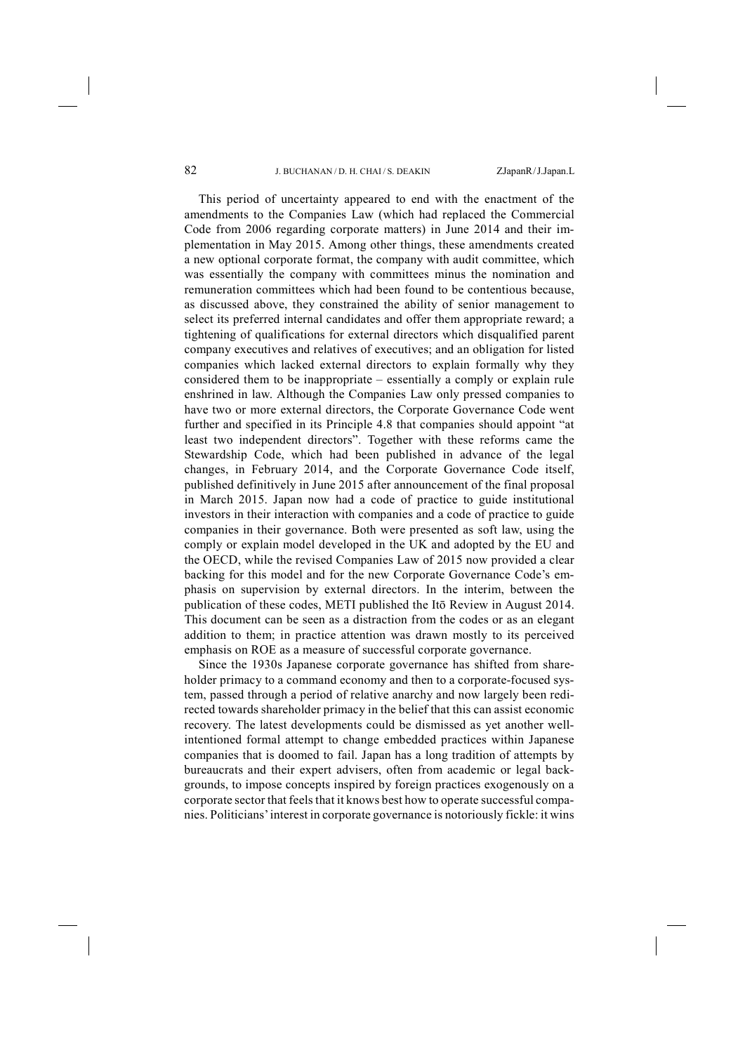This period of uncertainty appeared to end with the enactment of the amendments to the Companies Law (which had replaced the Commercial Code from 2006 regarding corporate matters) in June 2014 and their implementation in May 2015. Among other things, these amendments created a new optional corporate format, the company with audit committee, which was essentially the company with committees minus the nomination and remuneration committees which had been found to be contentious because, as discussed above, they constrained the ability of senior management to select its preferred internal candidates and offer them appropriate reward; a tightening of qualifications for external directors which disqualified parent company executives and relatives of executives; and an obligation for listed companies which lacked external directors to explain formally why they considered them to be inappropriate – essentially a comply or explain rule enshrined in law. Although the Companies Law only pressed companies to have two or more external directors, the Corporate Governance Code went further and specified in its Principle 4.8 that companies should appoint "at least two independent directors". Together with these reforms came the Stewardship Code, which had been published in advance of the legal changes, in February 2014, and the Corporate Governance Code itself, published definitively in June 2015 after announcement of the final proposal in March 2015. Japan now had a code of practice to guide institutional investors in their interaction with companies and a code of practice to guide companies in their governance. Both were presented as soft law, using the comply or explain model developed in the UK and adopted by the EU and the OECD, while the revised Companies Law of 2015 now provided a clear backing for this model and for the new Corporate Governance Code's emphasis on supervision by external directors. In the interim, between the publication of these codes, METI published the Itō Review in August 2014. This document can be seen as a distraction from the codes or as an elegant addition to them; in practice attention was drawn mostly to its perceived emphasis on ROE as a measure of successful corporate governance.

Since the 1930s Japanese corporate governance has shifted from shareholder primacy to a command economy and then to a corporate-focused system, passed through a period of relative anarchy and now largely been redirected towards shareholder primacy in the belief that this can assist economic recovery. The latest developments could be dismissed as yet another well-intentioned formal attempt to change embedded practices within Japanese companies that is doomed to fail. Japan has a long tradition of attempts by bureaucrats and their expert advisers, often from academic or legal backgrounds, to impose concepts inspired by foreign practices exogenously on a corporate sector that feels that it knows best how to operate successful companies. Politicians' interest in corporate governance is notoriously fickle: it wins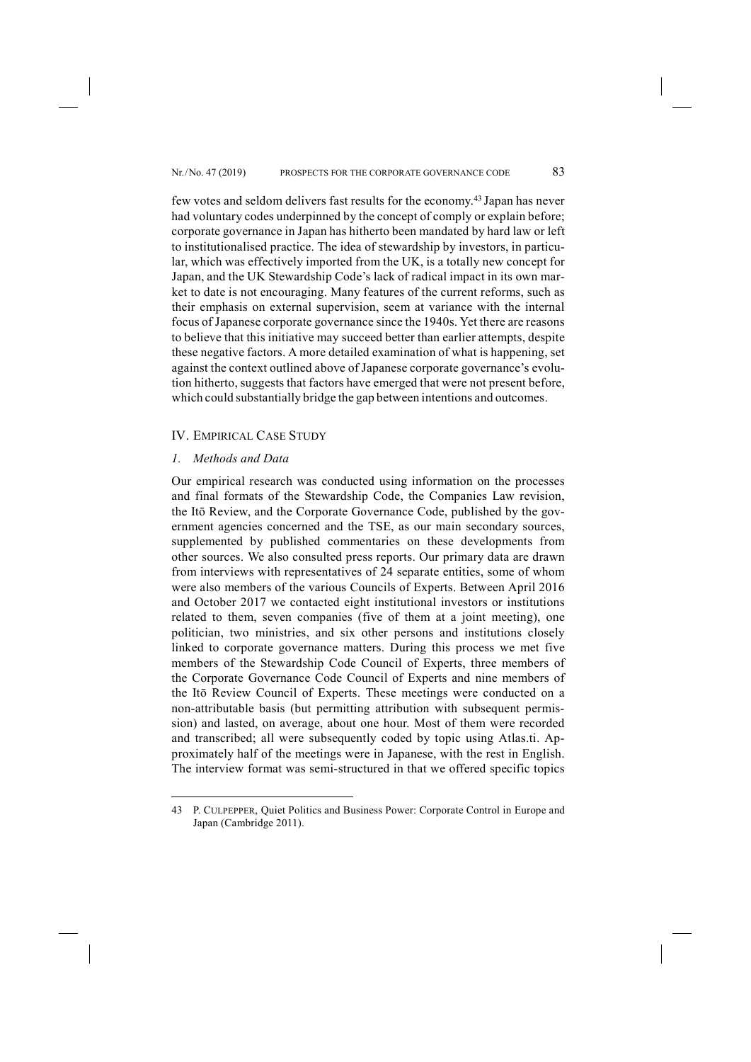few votes and seldom delivers fast results for the economy.[43] Japan has never had voluntary codes underpinned by the concept of comply or explain before; corporate governance in Japan has hitherto been mandated by hard law or left to institutionalised practice. The idea of stewardship by investors, in particular, which was effectively imported from the UK, is a totally new concept for Japan, and the UK Stewardship Code's lack of radical impact in its own market to date is not encouraging. Many features of the current reforms, such as their emphasis on external supervision, seem at variance with the internal focus of Japanese corporate governance since the 1940s. Yet there are reasons to believe that this initiative may succeed better than earlier attempts, despite these negative factors. A more detailed examination of what is happening, set against the context outlined above of Japanese corporate governance's evolution hitherto, suggests that factors have emerged that were not present before, which could substantially bridge the gap between intentions and outcomes.

## IV. Empirical Case Study

### *1. Methods and Data*

Our empirical research was conducted using information on the processes and final formats of the Stewardship Code, the Companies Law revision, the Itō Review, and the Corporate Governance Code, published by the government agencies concerned and the TSE, as our main secondary sources, supplemented by published commentaries on these developments from other sources. We also consulted press reports. Our primary data are drawn from interviews with representatives of 24 separate entities, some of whom were also members of the various Councils of Experts. Between April 2016 and October 2017 we contacted eight institutional investors or institutions related to them, seven companies (five of them at a joint meeting), one politician, two ministries, and six other persons and institutions closely linked to corporate governance matters. During this process we met five members of the Stewardship Code Council of Experts, three members of the Corporate Governance Code Council of Experts and nine members of the Itō Review Council of Experts. These meetings were conducted on a non-attributable basis (but permitting attribution with subsequent permission) and lasted, on average, about one hour. Most of them were recorded and transcribed; all were subsequently coded by topic using Atlas.ti. Approximately half of the meetings were in Japanese, with the rest in English. The interview format was semi-structured in that we offered specific topics

---

43 P. Culpepper, Quiet Politics and Business Power: Corporate Control in Europe and Japan (Cambridge 2011).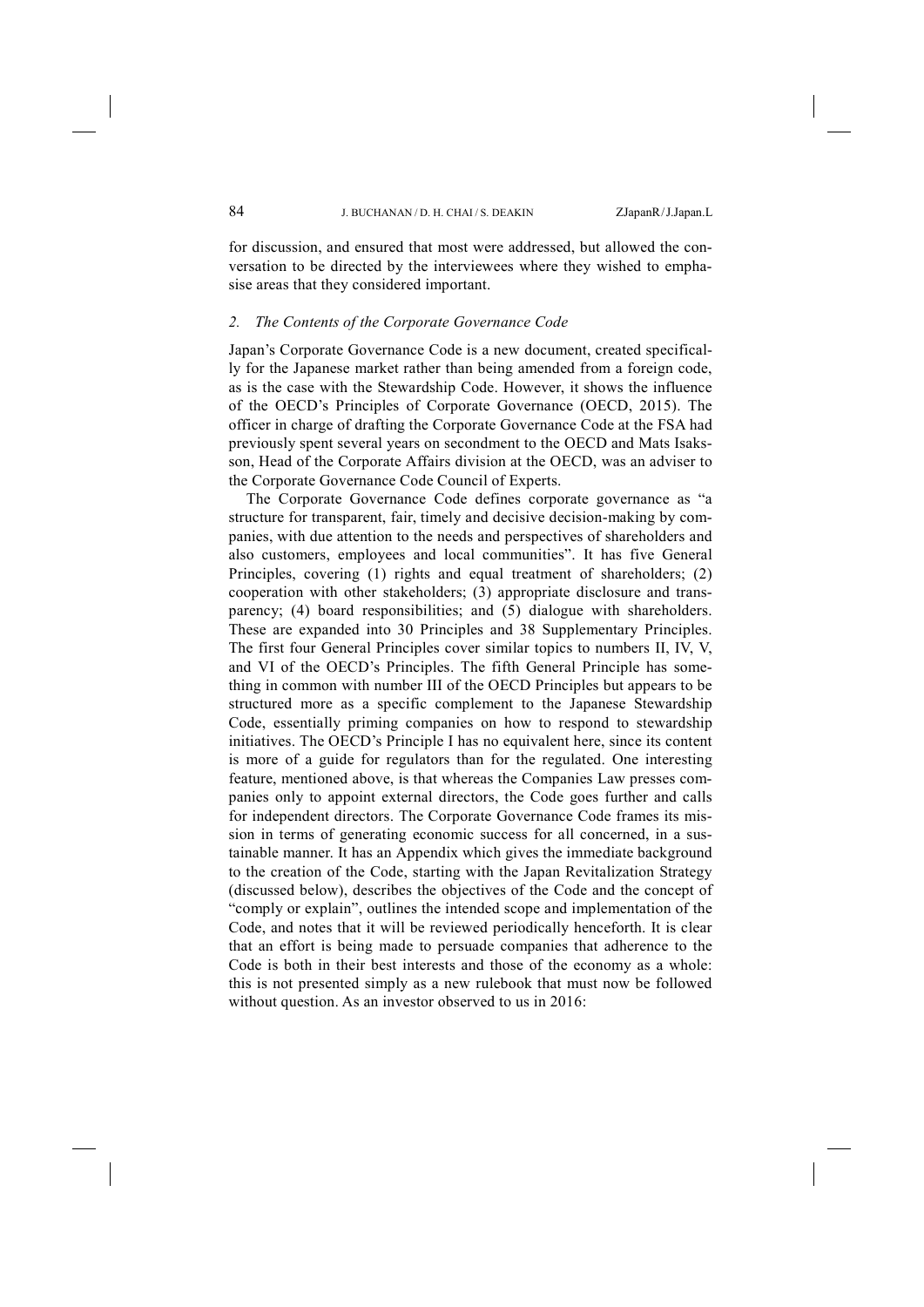for discussion, and ensured that most were addressed, but allowed the conversation to be directed by the interviewees where they wished to emphasise areas that they considered important.

### *2. The Contents of the Corporate Governance Code*

Japan's Corporate Governance Code is a new document, created specifically for the Japanese market rather than being amended from a foreign code, as is the case with the Stewardship Code. However, it shows the influence of the OECD's Principles of Corporate Governance (OECD, 2015). The officer in charge of drafting the Corporate Governance Code at the FSA had previously spent several years on secondment to the OECD and Mats Isaksson, Head of the Corporate Affairs division at the OECD, was an adviser to the Corporate Governance Code Council of Experts.

The Corporate Governance Code defines corporate governance as "a structure for transparent, fair, timely and decisive decision-making by companies, with due attention to the needs and perspectives of shareholders and also customers, employees and local communities". It has five General Principles, covering (1) rights and equal treatment of shareholders; (2) cooperation with other stakeholders; (3) appropriate disclosure and transparency; (4) board responsibilities; and (5) dialogue with shareholders. These are expanded into 30 Principles and 38 Supplementary Principles. The first four General Principles cover similar topics to numbers II, IV, V, and VI of the OECD's Principles. The fifth General Principle has something in common with number III of the OECD Principles but appears to be structured more as a specific complement to the Japanese Stewardship Code, essentially priming companies on how to respond to stewardship initiatives. The OECD's Principle I has no equivalent here, since its content is more of a guide for regulators than for the regulated. One interesting feature, mentioned above, is that whereas the Companies Law presses companies only to appoint external directors, the Code goes further and calls for independent directors. The Corporate Governance Code frames its mission in terms of generating economic success for all concerned, in a sustainable manner. It has an Appendix which gives the immediate background to the creation of the Code, starting with the Japan Revitalization Strategy (discussed below), describes the objectives of the Code and the concept of "comply or explain", outlines the intended scope and implementation of the Code, and notes that it will be reviewed periodically henceforth. It is clear that an effort is being made to persuade companies that adherence to the Code is both in their best interests and those of the economy as a whole: this is not presented simply as a new rulebook that must now be followed without question. As an investor observed to us in 2016: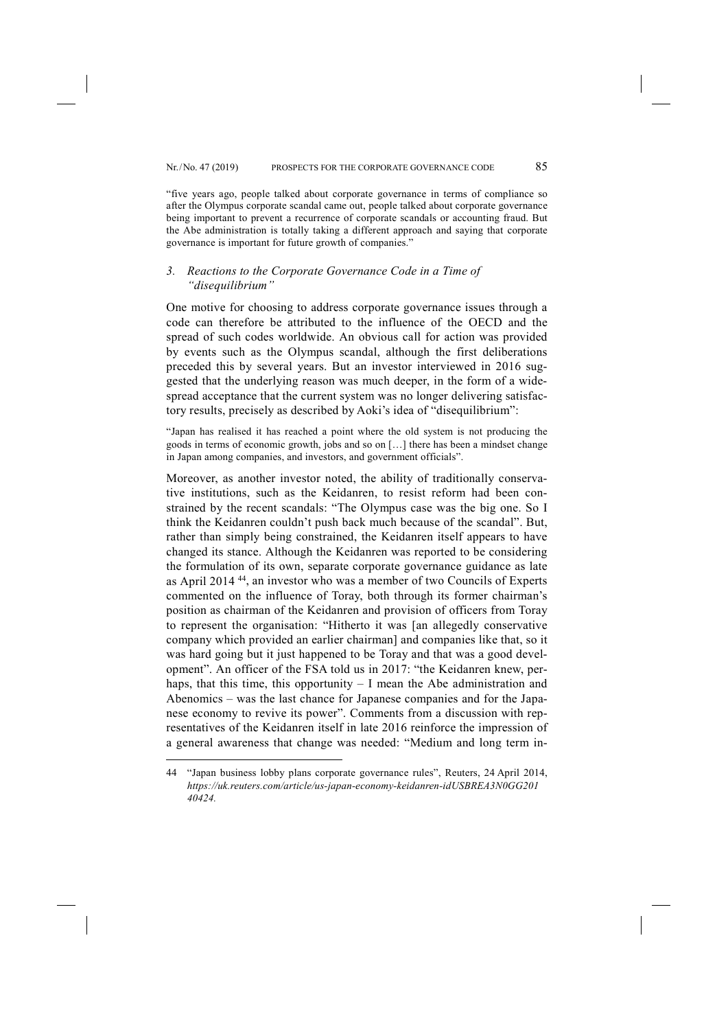"five years ago, people talked about corporate governance in terms of compliance so after the Olympus corporate scandal came out, people talked about corporate governance being important to prevent a recurrence of corporate scandals or accounting fraud. But the Abe administration is totally taking a different approach and saying that corporate governance is important for future growth of companies."

### *3. Reactions to the Corporate Governance Code in a Time of "disequilibrium"*

One motive for choosing to address corporate governance issues through a code can therefore be attributed to the influence of the OECD and the spread of such codes worldwide. An obvious call for action was provided by events such as the Olympus scandal, although the first deliberations preceded this by several years. But an investor interviewed in 2016 suggested that the underlying reason was much deeper, in the form of a widespread acceptance that the current system was no longer delivering satisfactory results, precisely as described by Aoki's idea of "disequilibrium":

"Japan has realised it has reached a point where the old system is not producing the goods in terms of economic growth, jobs and so on […] there has been a mindset change in Japan among companies, and investors, and government officials".

Moreover, as another investor noted, the ability of traditionally conservative institutions, such as the Keidanren, to resist reform had been constrained by the recent scandals: "The Olympus case was the big one. So I think the Keidanren couldn't push back much because of the scandal". But, rather than simply being constrained, the Keidanren itself appears to have changed its stance. Although the Keidanren was reported to be considering the formulation of its own, separate corporate governance guidance as late as April 2014 [44], an investor who was a member of two Councils of Experts commented on the influence of Toray, both through its former chairman's position as chairman of the Keidanren and provision of officers from Toray to represent the organisation: "Hitherto it was [an allegedly conservative company which provided an earlier chairman] and companies like that, so it was hard going but it just happened to be Toray and that was a good development". An officer of the FSA told us in 2017: "the Keidanren knew, perhaps, that this time, this opportunity – I mean the Abe administration and Abenomics – was the last chance for Japanese companies and for the Japanese economy to revive its power". Comments from a discussion with representatives of the Keidanren itself in late 2016 reinforce the impression of a general awareness that change was needed: "Medium and long term in-

---

44 "Japan business lobby plans corporate governance rules", Reuters, 24 April 2014, *https://uk.reuters.com/article/us-japan-economy-keidanren-idUSBREA3N0GG20140424.*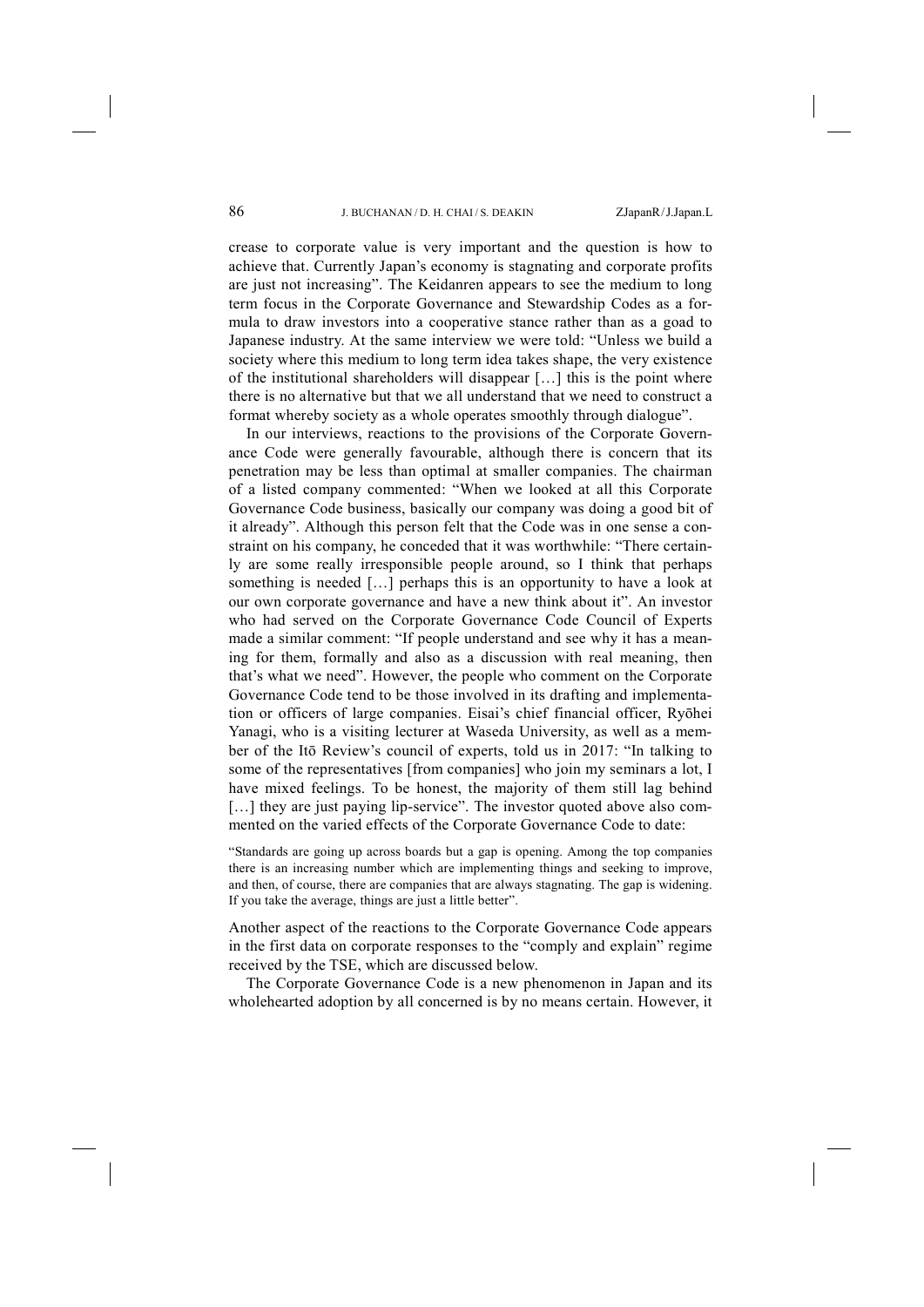crease to corporate value is very important and the question is how to achieve that. Currently Japan's economy is stagnating and corporate profits are just not increasing". The Keidanren appears to see the medium to long term focus in the Corporate Governance and Stewardship Codes as a formula to draw investors into a cooperative stance rather than as a goad to Japanese industry. At the same interview we were told: "Unless we build a society where this medium to long term idea takes shape, the very existence of the institutional shareholders will disappear […] this is the point where there is no alternative but that we all understand that we need to construct a format whereby society as a whole operates smoothly through dialogue".

In our interviews, reactions to the provisions of the Corporate Governance Code were generally favourable, although there is concern that its penetration may be less than optimal at smaller companies. The chairman of a listed company commented: "When we looked at all this Corporate Governance Code business, basically our company was doing a good bit of it already". Although this person felt that the Code was in one sense a constraint on his company, he conceded that it was worthwhile: "There certainly are some really irresponsible people around, so I think that perhaps something is needed […] perhaps this is an opportunity to have a look at our own corporate governance and have a new think about it". An investor who had served on the Corporate Governance Code Council of Experts made a similar comment: "If people understand and see why it has a meaning for them, formally and also as a discussion with real meaning, then that's what we need". However, the people who comment on the Corporate Governance Code tend to be those involved in its drafting and implementation or officers of large companies. Eisai's chief financial officer, Ryōhei Yanagi, who is a visiting lecturer at Waseda University, as well as a member of the Itō Review's council of experts, told us in 2017: "In talking to some of the representatives [from companies] who join my seminars a lot, I have mixed feelings. To be honest, the majority of them still lag behind […] they are just paying lip-service". The investor quoted above also commented on the varied effects of the Corporate Governance Code to date:

> "Standards are going up across boards but a gap is opening. Among the top companies there is an increasing number which are implementing things and seeking to improve, and then, of course, there are companies that are always stagnating. The gap is widening. If you take the average, things are just a little better".

Another aspect of the reactions to the Corporate Governance Code appears in the first data on corporate responses to the "comply and explain" regime received by the TSE, which are discussed below.

The Corporate Governance Code is a new phenomenon in Japan and its wholehearted adoption by all concerned is by no means certain. However, it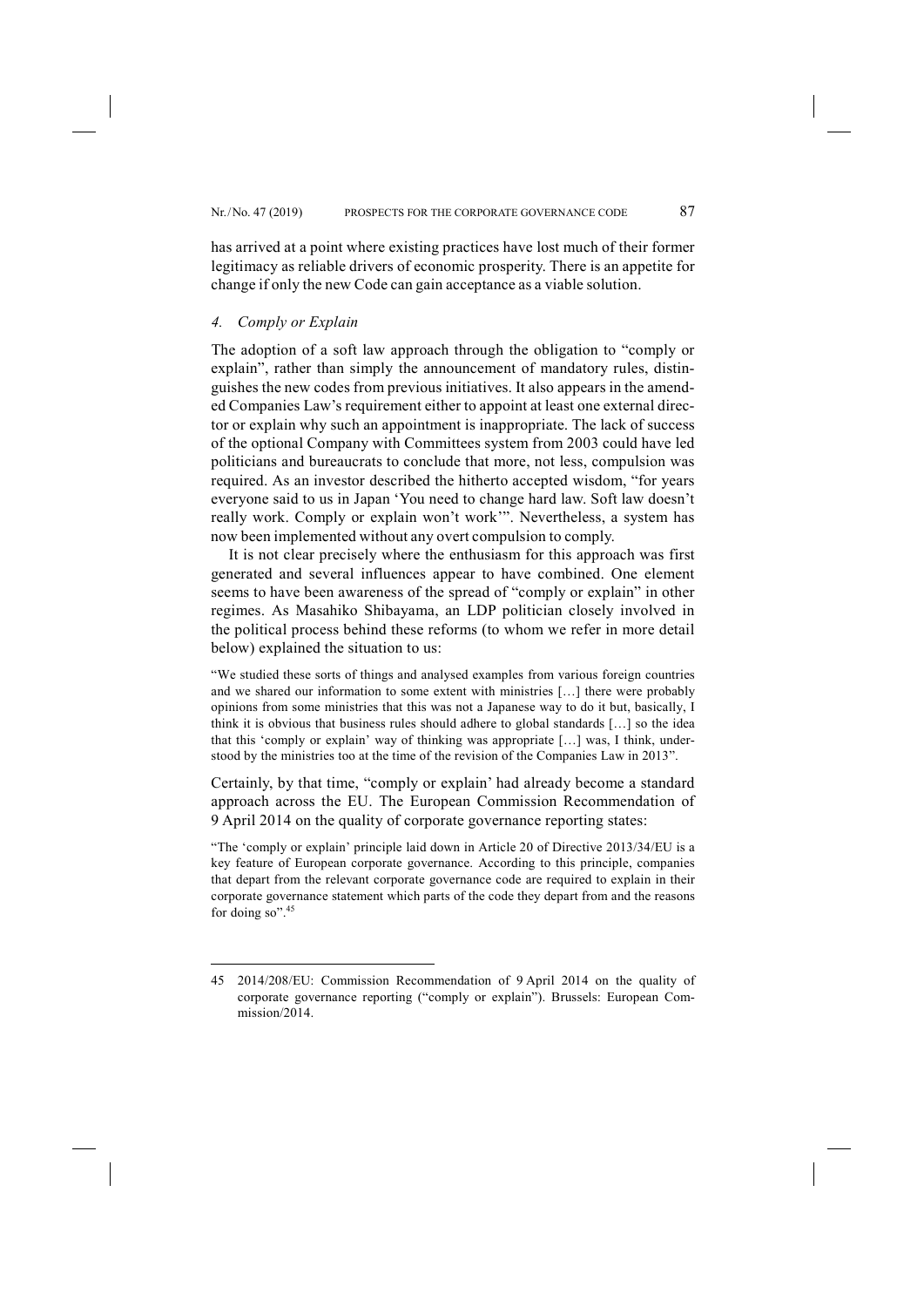has arrived at a point where existing practices have lost much of their former legitimacy as reliable drivers of economic prosperity. There is an appetite for change if only the new Code can gain acceptance as a viable solution.

### *4. Comply or Explain*

The adoption of a soft law approach through the obligation to "comply or explain", rather than simply the announcement of mandatory rules, distinguishes the new codes from previous initiatives. It also appears in the amended Companies Law's requirement either to appoint at least one external director or explain why such an appointment is inappropriate. The lack of success of the optional Company with Committees system from 2003 could have led politicians and bureaucrats to conclude that more, not less, compulsion was required. As an investor described the hitherto accepted wisdom, "for years everyone said to us in Japan 'You need to change hard law. Soft law doesn't really work. Comply or explain won't work'". Nevertheless, a system has now been implemented without any overt compulsion to comply.

It is not clear precisely where the enthusiasm for this approach was first generated and several influences appear to have combined. One element seems to have been awareness of the spread of "comply or explain" in other regimes. As Masahiko Shibayama, an LDP politician closely involved in the political process behind these reforms (to whom we refer in more detail below) explained the situation to us:

> "We studied these sorts of things and analysed examples from various foreign countries and we shared our information to some extent with ministries […] there were probably opinions from some ministries that this was not a Japanese way to do it but, basically, I think it is obvious that business rules should adhere to global standards […] so the idea that this 'comply or explain' way of thinking was appropriate […] was, I think, understood by the ministries too at the time of the revision of the Companies Law in 2013".

Certainly, by that time, "comply or explain' had already become a standard approach across the EU. The European Commission Recommendation of 9 April 2014 on the quality of corporate governance reporting states:

> "The 'comply or explain' principle laid down in Article 20 of Directive 2013/34/EU is a key feature of European corporate governance. According to this principle, companies that depart from the relevant corporate governance code are required to explain in their corporate governance statement which parts of the code they depart from and the reasons for doing so".[45]

---

45 2014/208/EU: Commission Recommendation of 9 April 2014 on the quality of corporate governance reporting ("comply or explain"). Brussels: European Commission/2014.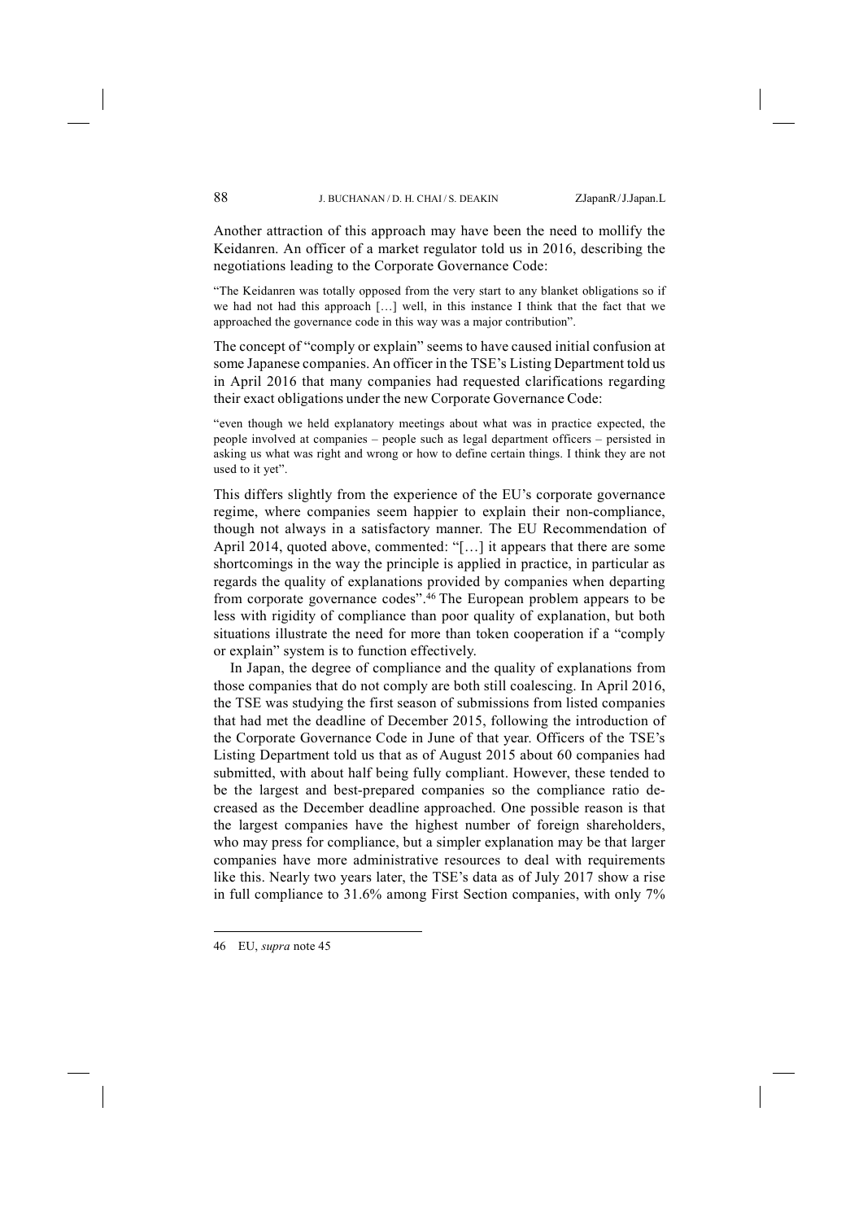Another attraction of this approach may have been the need to mollify the Keidanren. An officer of a market regulator told us in 2016, describing the negotiations leading to the Corporate Governance Code:

> "The Keidanren was totally opposed from the very start to any blanket obligations so if we had not had this approach […] well, in this instance I think that the fact that we approached the governance code in this way was a major contribution".

The concept of "comply or explain" seems to have caused initial confusion at some Japanese companies. An officer in the TSE's Listing Department told us in April 2016 that many companies had requested clarifications regarding their exact obligations under the new Corporate Governance Code:

> "even though we held explanatory meetings about what was in practice expected, the people involved at companies – people such as legal department officers – persisted in asking us what was right and wrong or how to define certain things. I think they are not used to it yet".

This differs slightly from the experience of the EU's corporate governance regime, where companies seem happier to explain their non-compliance, though not always in a satisfactory manner. The EU Recommendation of April 2014, quoted above, commented: "[…] it appears that there are some shortcomings in the way the principle is applied in practice, in particular as regards the quality of explanations provided by companies when departing from corporate governance codes".[46] The European problem appears to be less with rigidity of compliance than poor quality of explanation, but both situations illustrate the need for more than token cooperation if a "comply or explain" system is to function effectively.

In Japan, the degree of compliance and the quality of explanations from those companies that do not comply are both still coalescing. In April 2016, the TSE was studying the first season of submissions from listed companies that had met the deadline of December 2015, following the introduction of the Corporate Governance Code in June of that year. Officers of the TSE's Listing Department told us that as of August 2015 about 60 companies had submitted, with about half being fully compliant. However, these tended to be the largest and best-prepared companies so the compliance ratio decreased as the December deadline approached. One possible reason is that the largest companies have the highest number of foreign shareholders, who may press for compliance, but a simpler explanation may be that larger companies have more administrative resources to deal with requirements like this. Nearly two years later, the TSE's data as of July 2017 show a rise in full compliance to 31.6% among First Section companies, with only 7%

---

46 EU, *supra* note 45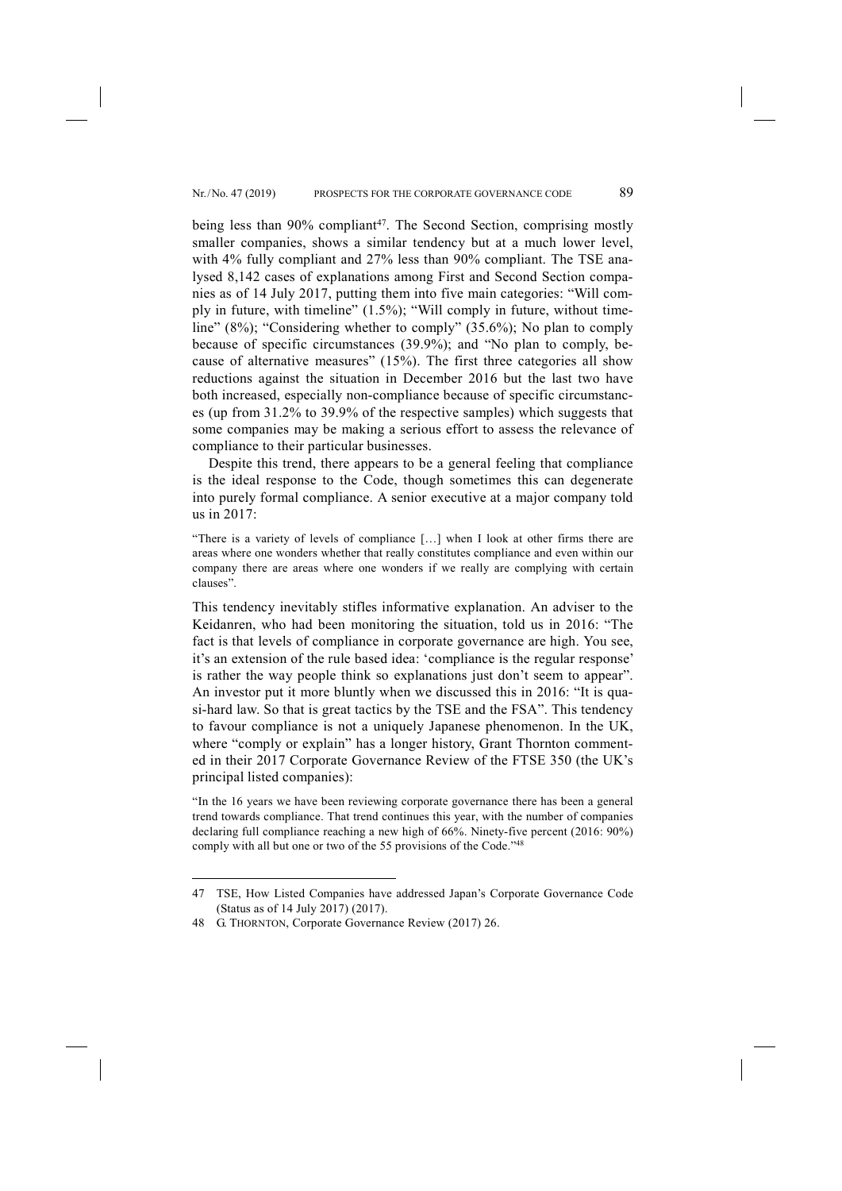being less than 90% compliant[47]. The Second Section, comprising mostly smaller companies, shows a similar tendency but at a much lower level, with 4% fully compliant and 27% less than 90% compliant. The TSE analysed 8,142 cases of explanations among First and Second Section companies as of 14 July 2017, putting them into five main categories: "Will comply in future, with timeline" (1.5%); "Will comply in future, without timeline" (8%); "Considering whether to comply" (35.6%); No plan to comply because of specific circumstances (39.9%); and "No plan to comply, because of alternative measures" (15%). The first three categories all show reductions against the situation in December 2016 but the last two have both increased, especially non-compliance because of specific circumstances (up from 31.2% to 39.9% of the respective samples) which suggests that some companies may be making a serious effort to assess the relevance of compliance to their particular businesses.

Despite this trend, there appears to be a general feeling that compliance is the ideal response to the Code, though sometimes this can degenerate into purely formal compliance. A senior executive at a major company told us in 2017:

> "There is a variety of levels of compliance […] when I look at other firms there are areas where one wonders whether that really constitutes compliance and even within our company there are areas where one wonders if we really are complying with certain clauses".

This tendency inevitably stifles informative explanation. An adviser to the Keidanren, who had been monitoring the situation, told us in 2016: "The fact is that levels of compliance in corporate governance are high. You see, it's an extension of the rule based idea: 'compliance is the regular response' is rather the way people think so explanations just don't seem to appear". An investor put it more bluntly when we discussed this in 2016: "It is quasi-hard law. So that is great tactics by the TSE and the FSA". This tendency to favour compliance is not a uniquely Japanese phenomenon. In the UK, where "comply or explain" has a longer history, Grant Thornton commented in their 2017 Corporate Governance Review of the FTSE 350 (the UK's principal listed companies):

> "In the 16 years we have been reviewing corporate governance there has been a general trend towards compliance. That trend continues this year, with the number of companies declaring full compliance reaching a new high of 66%. Ninety-five percent (2016: 90%) comply with all but one or two of the 55 provisions of the Code."[48]

---

47 TSE, How Listed Companies have addressed Japan's Corporate Governance Code (Status as of 14 July 2017) (2017).

48 G. THORNTON, Corporate Governance Review (2017) 26.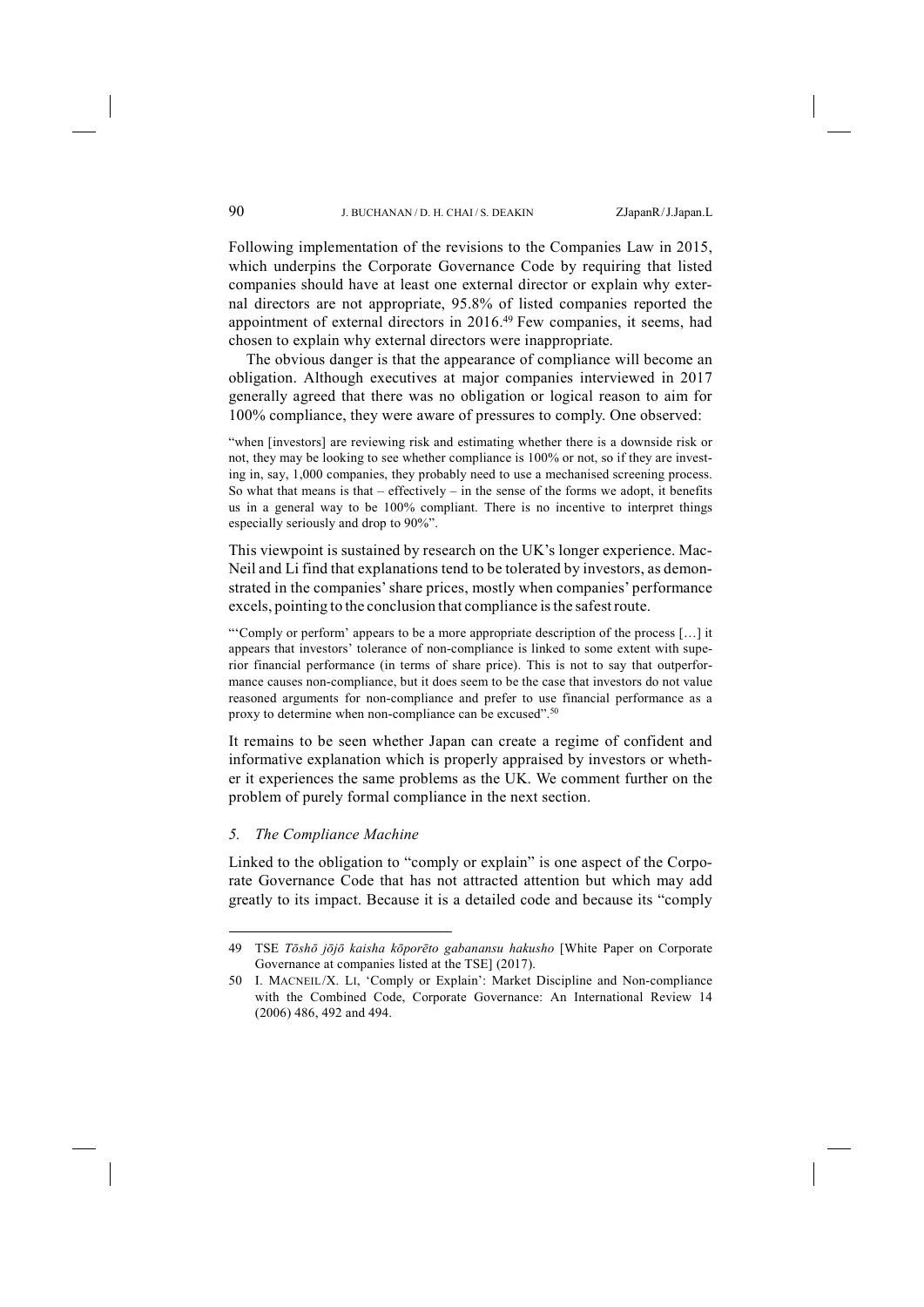Following implementation of the revisions to the Companies Law in 2015, which underpins the Corporate Governance Code by requiring that listed companies should have at least one external director or explain why external directors are not appropriate, 95.8% of listed companies reported the appointment of external directors in 2016.[49] Few companies, it seems, had chosen to explain why external directors were inappropriate.

The obvious danger is that the appearance of compliance will become an obligation. Although executives at major companies interviewed in 2017 generally agreed that there was no obligation or logical reason to aim for 100% compliance, they were aware of pressures to comply. One observed:

> "when [investors] are reviewing risk and estimating whether there is a downside risk or not, they may be looking to see whether compliance is 100% or not, so if they are investing in, say, 1,000 companies, they probably need to use a mechanised screening process. So what that means is that – effectively – in the sense of the forms we adopt, it benefits us in a general way to be 100% compliant. There is no incentive to interpret things especially seriously and drop to 90%".

This viewpoint is sustained by research on the UK's longer experience. MacNeil and Li find that explanations tend to be tolerated by investors, as demonstrated in the companies' share prices, mostly when companies' performance excels, pointing to the conclusion that compliance is the safest route.

> "'Comply or perform' appears to be a more appropriate description of the process […] it appears that investors' tolerance of non-compliance is linked to some extent with superior financial performance (in terms of share price). This is not to say that outperformance causes non-compliance, but it does seem to be the case that investors do not value reasoned arguments for non-compliance and prefer to use financial performance as a proxy to determine when non-compliance can be excused".[50]

It remains to be seen whether Japan can create a regime of confident and informative explanation which is properly appraised by investors or whether it experiences the same problems as the UK. We comment further on the problem of purely formal compliance in the next section.

### *5. The Compliance Machine*

Linked to the obligation to "comply or explain" is one aspect of the Corporate Governance Code that has not attracted attention but which may add greatly to its impact. Because it is a detailed code and because its "comply

---

49 TSE *Tōshō jōjō kaisha kōporēto gabanansu hakusho* [White Paper on Corporate Governance at companies listed at the TSE] (2017).

50 I. MACNEIL/X. LI, 'Comply or Explain': Market Discipline and Non-compliance with the Combined Code, Corporate Governance: An International Review 14 (2006) 486, 492 and 494.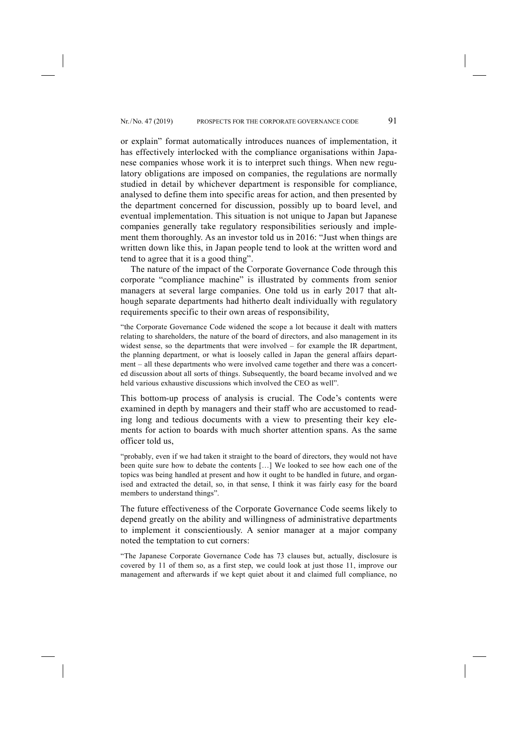or explain" format automatically introduces nuances of implementation, it has effectively interlocked with the compliance organisations within Japanese companies whose work it is to interpret such things. When new regulatory obligations are imposed on companies, the regulations are normally studied in detail by whichever department is responsible for compliance, analysed to define them into specific areas for action, and then presented by the department concerned for discussion, possibly up to board level, and eventual implementation. This situation is not unique to Japan but Japanese companies generally take regulatory responsibilities seriously and implement them thoroughly. As an investor told us in 2016: "Just when things are written down like this, in Japan people tend to look at the written word and tend to agree that it is a good thing".

The nature of the impact of the Corporate Governance Code through this corporate "compliance machine" is illustrated by comments from senior managers at several large companies. One told us in early 2017 that although separate departments had hitherto dealt individually with regulatory requirements specific to their own areas of responsibility,

> "the Corporate Governance Code widened the scope a lot because it dealt with matters relating to shareholders, the nature of the board of directors, and also management in its widest sense, so the departments that were involved – for example the IR department, the planning department, or what is loosely called in Japan the general affairs department – all these departments who were involved came together and there was a concerted discussion about all sorts of things. Subsequently, the board became involved and we held various exhaustive discussions which involved the CEO as well".

This bottom-up process of analysis is crucial. The Code's contents were examined in depth by managers and their staff who are accustomed to reading long and tedious documents with a view to presenting their key elements for action to boards with much shorter attention spans. As the same officer told us,

> "probably, even if we had taken it straight to the board of directors, they would not have been quite sure how to debate the contents […] We looked to see how each one of the topics was being handled at present and how it ought to be handled in future, and organised and extracted the detail, so, in that sense, I think it was fairly easy for the board members to understand things".

The future effectiveness of the Corporate Governance Code seems likely to depend greatly on the ability and willingness of administrative departments to implement it conscientiously. A senior manager at a major company noted the temptation to cut corners:

> "The Japanese Corporate Governance Code has 73 clauses but, actually, disclosure is covered by 11 of them so, as a first step, we could look at just those 11, improve our management and afterwards if we kept quiet about it and claimed full compliance, no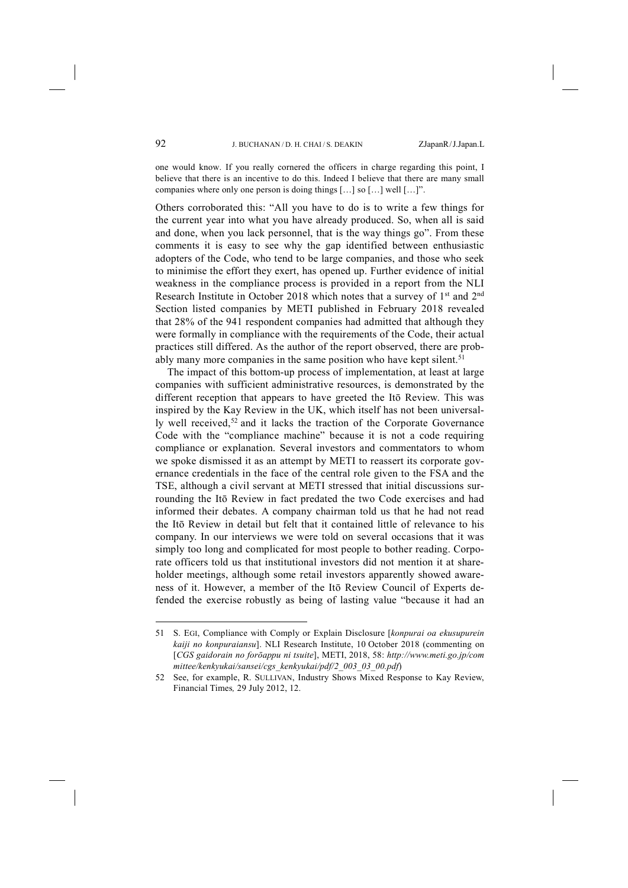one would know. If you really cornered the officers in charge regarding this point, I believe that there is an incentive to do this. Indeed I believe that there are many small companies where only one person is doing things […] so […] well […]".

Others corroborated this: "All you have to do is to write a few things for the current year into what you have already produced. So, when all is said and done, when you lack personnel, that is the way things go". From these comments it is easy to see why the gap identified between enthusiastic adopters of the Code, who tend to be large companies, and those who seek to minimise the effort they exert, has opened up. Further evidence of initial weakness in the compliance process is provided in a report from the NLI Research Institute in October 2018 which notes that a survey of 1st and 2nd Section listed companies by METI published in February 2018 revealed that 28% of the 941 respondent companies had admitted that although they were formally in compliance with the requirements of the Code, their actual practices still differed. As the author of the report observed, there are probably many more companies in the same position who have kept silent.[51]

The impact of this bottom-up process of implementation, at least at large companies with sufficient administrative resources, is demonstrated by the different reception that appears to have greeted the Itō Review. This was inspired by the Kay Review in the UK, which itself has not been universally well received,[52] and it lacks the traction of the Corporate Governance Code with the "compliance machine" because it is not a code requiring compliance or explanation. Several investors and commentators to whom we spoke dismissed it as an attempt by METI to reassert its corporate governance credentials in the face of the central role given to the FSA and the TSE, although a civil servant at METI stressed that initial discussions surrounding the Itō Review in fact predated the two Code exercises and had informed their debates. A company chairman told us that he had not read the Itō Review in detail but felt that it contained little of relevance to his company. In our interviews we were told on several occasions that it was simply too long and complicated for most people to bother reading. Corporate officers told us that institutional investors did not mention it at shareholder meetings, although some retail investors apparently showed awareness of it. However, a member of the Itō Review Council of Experts defended the exercise robustly as being of lasting value "because it had an

---

51 S. EGI, Compliance with Comply or Explain Disclosure [*konpurai oa ekusupurein kaiji no konpuraiansu*]. NLI Research Institute, 10 October 2018 (commenting on [*CGS gaidorain no forōappu ni tsuite*], METI, 2018, 58: *http://www.meti.go.jp/committee/kenkyukai/sansei/cgs_kenkyukai/pdf/2_003_03_00.pdf*)

52 See, for example, R. SULLIVAN, Industry Shows Mixed Response to Kay Review, Financial Times*,* 29 July 2012, 12.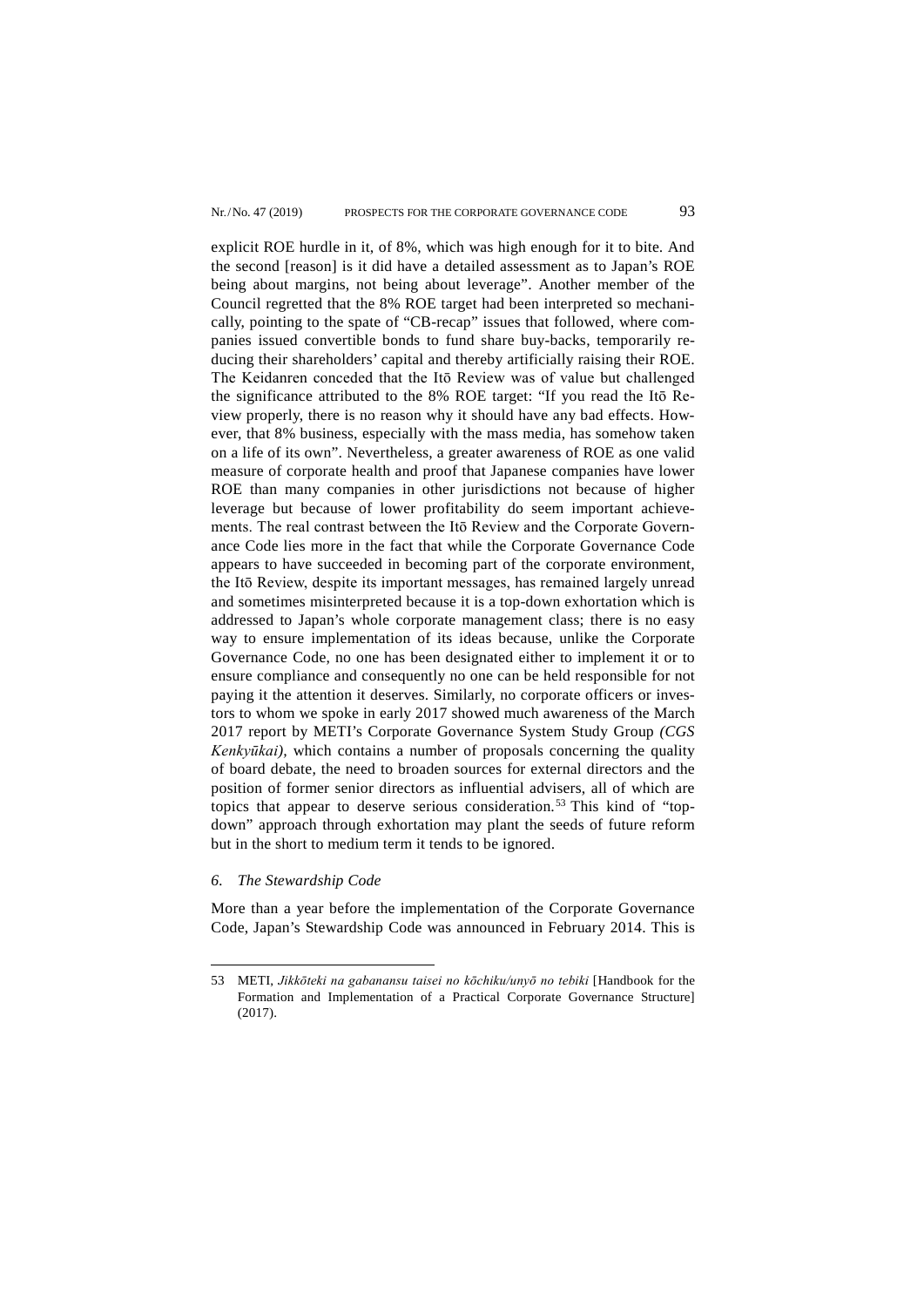explicit ROE hurdle in it, of 8%, which was high enough for it to bite. And the second [reason] is it did have a detailed assessment as to Japan's ROE being about margins, not being about leverage". Another member of the Council regretted that the 8% ROE target had been interpreted so mechanically, pointing to the spate of "CB-recap" issues that followed, where companies issued convertible bonds to fund share buy-backs, temporarily reducing their shareholders' capital and thereby artificially raising their ROE. The Keidanren conceded that the Itō Review was of value but challenged the significance attributed to the 8% ROE target: "If you read the Itō Review properly, there is no reason why it should have any bad effects. However, that 8% business, especially with the mass media, has somehow taken on a life of its own". Nevertheless, a greater awareness of ROE as one valid measure of corporate health and proof that Japanese companies have lower ROE than many companies in other jurisdictions not because of higher leverage but because of lower profitability do seem important achievements. The real contrast between the Itō Review and the Corporate Governance Code lies more in the fact that while the Corporate Governance Code appears to have succeeded in becoming part of the corporate environment, the Itō Review, despite its important messages, has remained largely unread and sometimes misinterpreted because it is a top-down exhortation which is addressed to Japan's whole corporate management class; there is no easy way to ensure implementation of its ideas because, unlike the Corporate Governance Code, no one has been designated either to implement it or to ensure compliance and consequently no one can be held responsible for not paying it the attention it deserves. Similarly, no corporate officers or investors to whom we spoke in early 2017 showed much awareness of the March 2017 report by METI's Corporate Governance System Study Group *(CGS Kenkyūkai)*, which contains a number of proposals concerning the quality of board debate, the need to broaden sources for external directors and the position of former senior directors as influential advisers, all of which are topics that appear to deserve serious consideration.[53] This kind of "top-down" approach through exhortation may plant the seeds of future reform but in the short to medium term it tends to be ignored.

### *6. The Stewardship Code*

More than a year before the implementation of the Corporate Governance Code, Japan's Stewardship Code was announced in February 2014. This is

---

53 METI, *Jikkōteki na gabanansu taisei no kōchiku/unyō no tebiki* [Handbook for the Formation and Implementation of a Practical Corporate Governance Structure] (2017).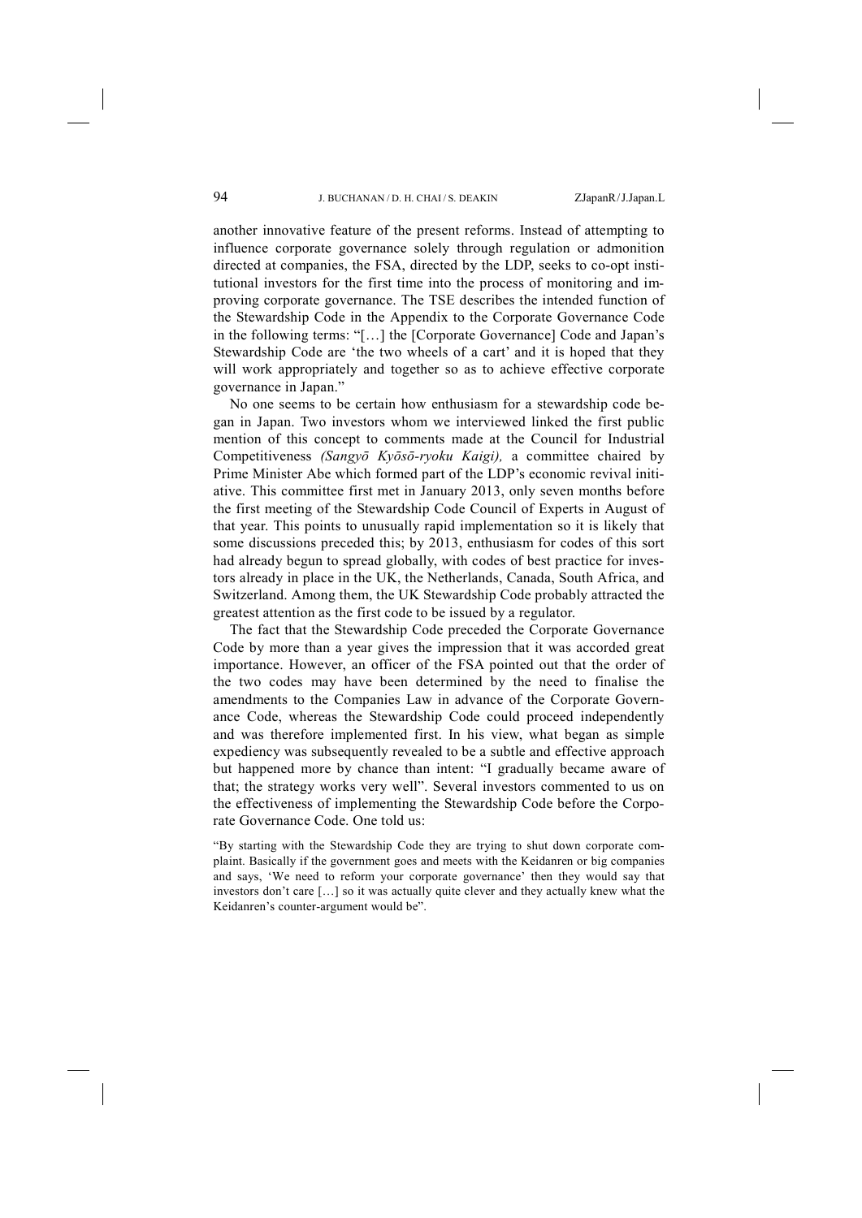another innovative feature of the present reforms. Instead of attempting to influence corporate governance solely through regulation or admonition directed at companies, the FSA, directed by the LDP, seeks to co-opt institutional investors for the first time into the process of monitoring and improving corporate governance. The TSE describes the intended function of the Stewardship Code in the Appendix to the Corporate Governance Code in the following terms: "[…] the [Corporate Governance] Code and Japan's Stewardship Code are 'the two wheels of a cart' and it is hoped that they will work appropriately and together so as to achieve effective corporate governance in Japan."

No one seems to be certain how enthusiasm for a stewardship code began in Japan. Two investors whom we interviewed linked the first public mention of this concept to comments made at the Council for Industrial Competitiveness *(Sangyō Kyōsō-ryoku Kaigi),* a committee chaired by Prime Minister Abe which formed part of the LDP's economic revival initiative. This committee first met in January 2013, only seven months before the first meeting of the Stewardship Code Council of Experts in August of that year. This points to unusually rapid implementation so it is likely that some discussions preceded this; by 2013, enthusiasm for codes of this sort had already begun to spread globally, with codes of best practice for investors already in place in the UK, the Netherlands, Canada, South Africa, and Switzerland. Among them, the UK Stewardship Code probably attracted the greatest attention as the first code to be issued by a regulator.

The fact that the Stewardship Code preceded the Corporate Governance Code by more than a year gives the impression that it was accorded great importance. However, an officer of the FSA pointed out that the order of the two codes may have been determined by the need to finalise the amendments to the Companies Law in advance of the Corporate Governance Code, whereas the Stewardship Code could proceed independently and was therefore implemented first. In his view, what began as simple expediency was subsequently revealed to be a subtle and effective approach but happened more by chance than intent: "I gradually became aware of that; the strategy works very well". Several investors commented to us on the effectiveness of implementing the Stewardship Code before the Corporate Governance Code. One told us:

> "By starting with the Stewardship Code they are trying to shut down corporate complaint. Basically if the government goes and meets with the Keidanren or big companies and says, 'We need to reform your corporate governance' then they would say that investors don't care […] so it was actually quite clever and they actually knew what the Keidanren's counter-argument would be".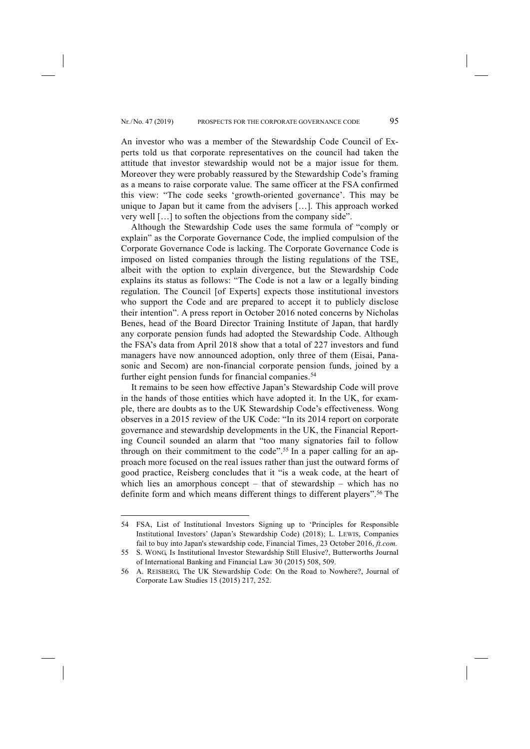An investor who was a member of the Stewardship Code Council of Experts told us that corporate representatives on the council had taken the attitude that investor stewardship would not be a major issue for them. Moreover they were probably reassured by the Stewardship Code's framing as a means to raise corporate value. The same officer at the FSA confirmed this view: "The code seeks 'growth-oriented governance'. This may be unique to Japan but it came from the advisers […]. This approach worked very well […] to soften the objections from the company side".

Although the Stewardship Code uses the same formula of "comply or explain" as the Corporate Governance Code, the implied compulsion of the Corporate Governance Code is lacking. The Corporate Governance Code is imposed on listed companies through the listing regulations of the TSE, albeit with the option to explain divergence, but the Stewardship Code explains its status as follows: "The Code is not a law or a legally binding regulation. The Council [of Experts] expects those institutional investors who support the Code and are prepared to accept it to publicly disclose their intention". A press report in October 2016 noted concerns by Nicholas Benes, head of the Board Director Training Institute of Japan, that hardly any corporate pension funds had adopted the Stewardship Code. Although the FSA's data from April 2018 show that a total of 227 investors and fund managers have now announced adoption, only three of them (Eisai, Panasonic and Secom) are non-financial corporate pension funds, joined by a further eight pension funds for financial companies.[54]

It remains to be seen how effective Japan's Stewardship Code will prove in the hands of those entities which have adopted it. In the UK, for example, there are doubts as to the UK Stewardship Code's effectiveness. Wong observes in a 2015 review of the UK Code: "In its 2014 report on corporate governance and stewardship developments in the UK, the Financial Reporting Council sounded an alarm that "too many signatories fail to follow through on their commitment to the code".[55] In a paper calling for an approach more focused on the real issues rather than just the outward forms of good practice, Reisberg concludes that it "is a weak code, at the heart of which lies an amorphous concept – that of stewardship – which has no definite form and which means different things to different players".[56] The

---

54 FSA, List of Institutional Investors Signing up to 'Principles for Responsible Institutional Investors' (Japan's Stewardship Code) (2018); L. LEWIS, Companies fail to buy into Japan's stewardship code, Financial Times, 23 October 2016, *ft.com.*

55 S. WONG, Is Institutional Investor Stewardship Still Elusive?, Butterworths Journal of International Banking and Financial Law 30 (2015) 508, 509.

56 A. REISBERG, The UK Stewardship Code: On the Road to Nowhere?, Journal of Corporate Law Studies 15 (2015) 217, 252.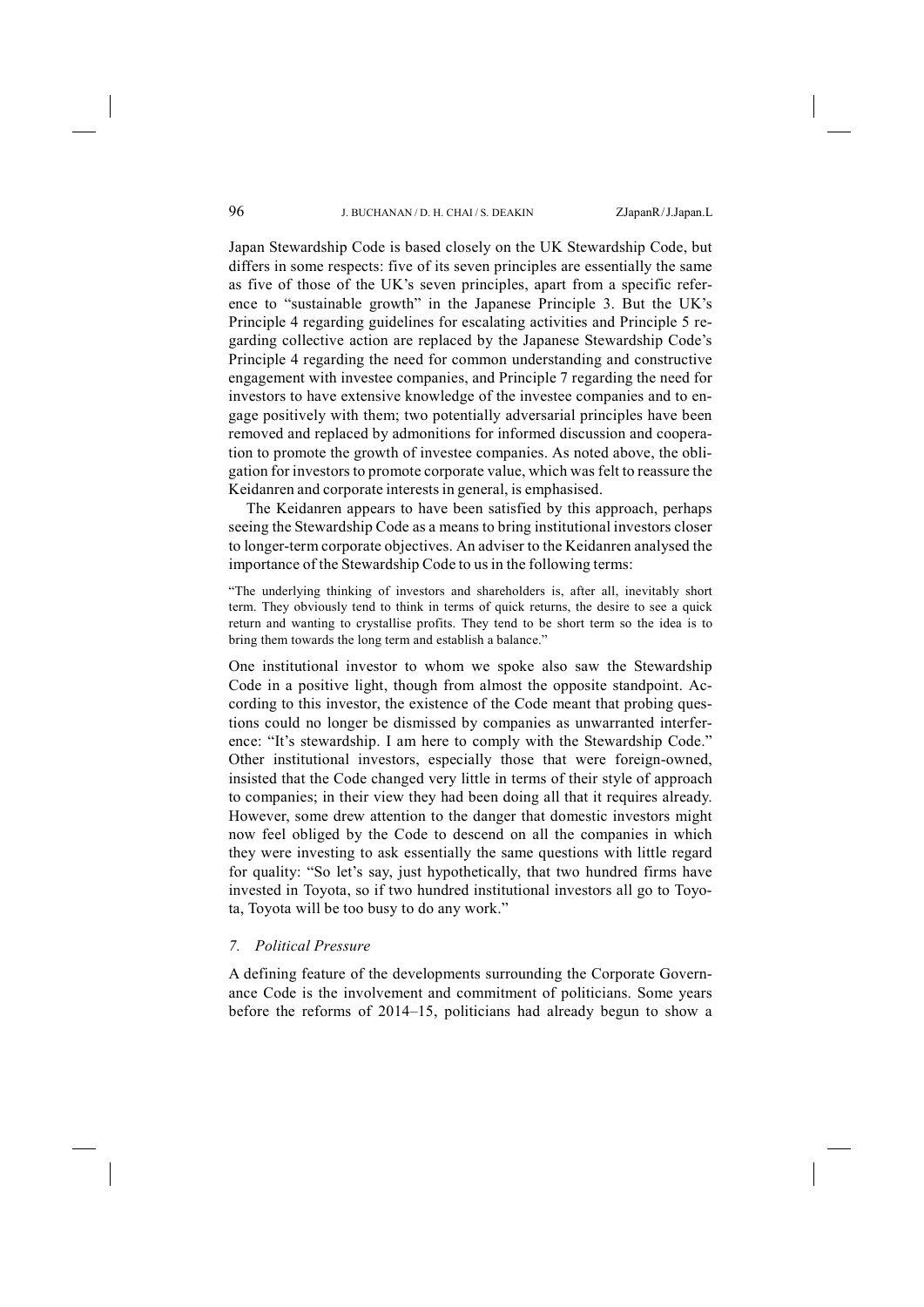Japan Stewardship Code is based closely on the UK Stewardship Code, but differs in some respects: five of its seven principles are essentially the same as five of those of the UK's seven principles, apart from a specific reference to "sustainable growth" in the Japanese Principle 3. But the UK's Principle 4 regarding guidelines for escalating activities and Principle 5 regarding collective action are replaced by the Japanese Stewardship Code's Principle 4 regarding the need for common understanding and constructive engagement with investee companies, and Principle 7 regarding the need for investors to have extensive knowledge of the investee companies and to engage positively with them; two potentially adversarial principles have been removed and replaced by admonitions for informed discussion and cooperation to promote the growth of investee companies. As noted above, the obligation for investors to promote corporate value, which was felt to reassure the Keidanren and corporate interests in general, is emphasised.

The Keidanren appears to have been satisfied by this approach, perhaps seeing the Stewardship Code as a means to bring institutional investors closer to longer-term corporate objectives. An adviser to the Keidanren analysed the importance of the Stewardship Code to us in the following terms:

> "The underlying thinking of investors and shareholders is, after all, inevitably short term. They obviously tend to think in terms of quick returns, the desire to see a quick return and wanting to crystallise profits. They tend to be short term so the idea is to bring them towards the long term and establish a balance."

One institutional investor to whom we spoke also saw the Stewardship Code in a positive light, though from almost the opposite standpoint. According to this investor, the existence of the Code meant that probing questions could no longer be dismissed by companies as unwarranted interference: "It's stewardship. I am here to comply with the Stewardship Code." Other institutional investors, especially those that were foreign-owned, insisted that the Code changed very little in terms of their style of approach to companies; in their view they had been doing all that it requires already. However, some drew attention to the danger that domestic investors might now feel obliged by the Code to descend on all the companies in which they were investing to ask essentially the same questions with little regard for quality: "So let's say, just hypothetically, that two hundred firms have invested in Toyota, so if two hundred institutional investors all go to Toyota, Toyota will be too busy to do any work."

### *7. Political Pressure*

A defining feature of the developments surrounding the Corporate Governance Code is the involvement and commitment of politicians. Some years before the reforms of 2014–15, politicians had already begun to show a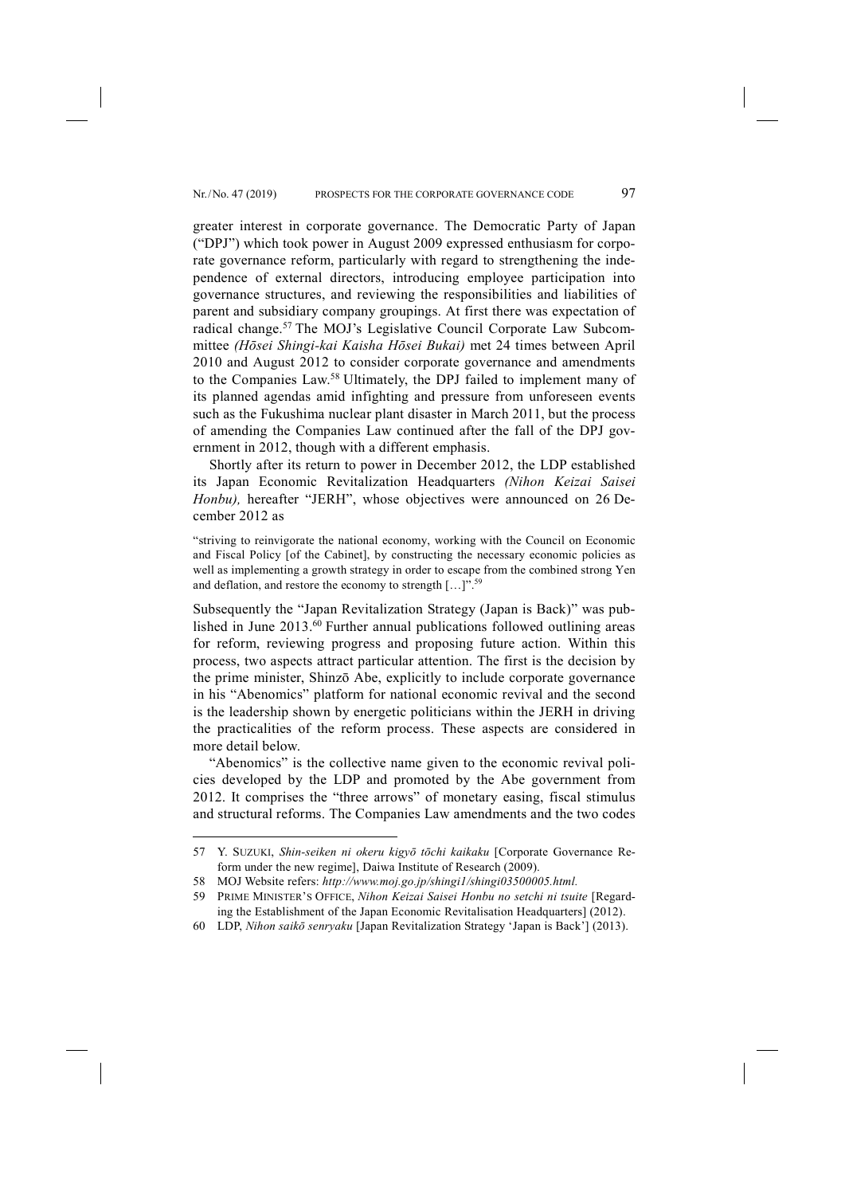greater interest in corporate governance. The Democratic Party of Japan ("DPJ") which took power in August 2009 expressed enthusiasm for corporate governance reform, particularly with regard to strengthening the independence of external directors, introducing employee participation into governance structures, and reviewing the responsibilities and liabilities of parent and subsidiary company groupings. At first there was expectation of radical change.[57] The MOJ's Legislative Council Corporate Law Subcommittee *(Hōsei Shingi-kai Kaisha Hōsei Bukai)* met 24 times between April 2010 and August 2012 to consider corporate governance and amendments to the Companies Law.[58] Ultimately, the DPJ failed to implement many of its planned agendas amid infighting and pressure from unforeseen events such as the Fukushima nuclear plant disaster in March 2011, but the process of amending the Companies Law continued after the fall of the DPJ government in 2012, though with a different emphasis.

Shortly after its return to power in December 2012, the LDP established its Japan Economic Revitalization Headquarters *(Nihon Keizai Saisei Honbu),* hereafter "JERH", whose objectives were announced on 26 December 2012 as

> "striving to reinvigorate the national economy, working with the Council on Economic and Fiscal Policy [of the Cabinet], by constructing the necessary economic policies as well as implementing a growth strategy in order to escape from the combined strong Yen and deflation, and restore the economy to strength […]".[59]

Subsequently the "Japan Revitalization Strategy (Japan is Back)" was published in June 2013.[60] Further annual publications followed outlining areas for reform, reviewing progress and proposing future action. Within this process, two aspects attract particular attention. The first is the decision by the prime minister, Shinzō Abe, explicitly to include corporate governance in his "Abenomics" platform for national economic revival and the second is the leadership shown by energetic politicians within the JERH in driving the practicalities of the reform process. These aspects are considered in more detail below.

"Abenomics" is the collective name given to the economic revival policies developed by the LDP and promoted by the Abe government from 2012. It comprises the "three arrows" of monetary easing, fiscal stimulus and structural reforms. The Companies Law amendments and the two codes

---

57 Y. SUZUKI, *Shin-seiken ni okeru kigyō tōchi kaikaku* [Corporate Governance Reform under the new regime], Daiwa Institute of Research (2009).

58 MOJ Website refers: *http://www.moj.go.jp/shingi1/shingi03500005.html.*

59 PRIME MINISTER'S OFFICE, *Nihon Keizai Saisei Honbu no setchi ni tsuite* [Regarding the Establishment of the Japan Economic Revitalisation Headquarters] (2012).

60 LDP, *Nihon saikō senryaku* [Japan Revitalization Strategy 'Japan is Back'] (2013).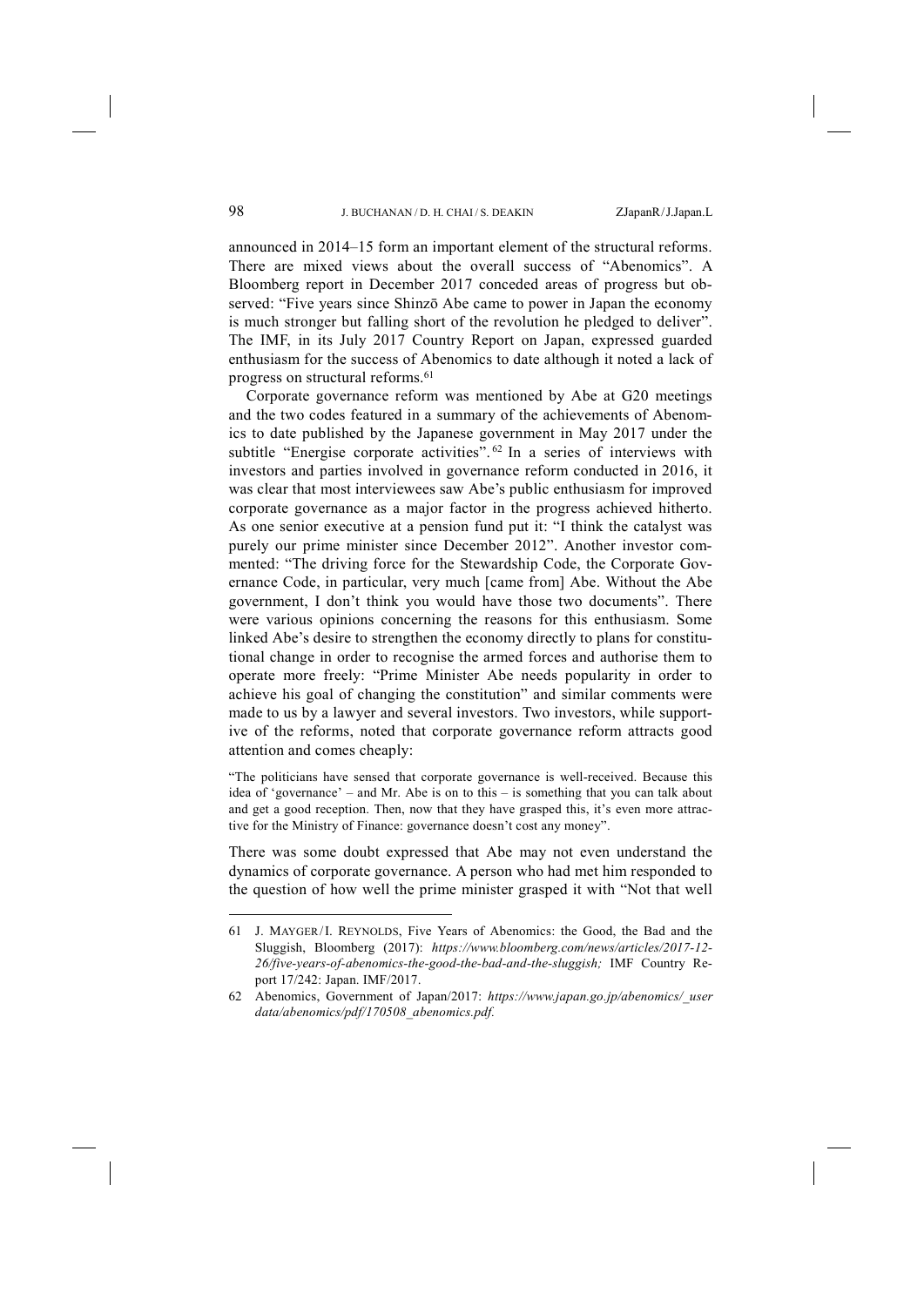announced in 2014–15 form an important element of the structural reforms. There are mixed views about the overall success of "Abenomics". A Bloomberg report in December 2017 conceded areas of progress but observed: "Five years since Shinzō Abe came to power in Japan the economy is much stronger but falling short of the revolution he pledged to deliver". The IMF, in its July 2017 Country Report on Japan, expressed guarded enthusiasm for the success of Abenomics to date although it noted a lack of progress on structural reforms.[61]

Corporate governance reform was mentioned by Abe at G20 meetings and the two codes featured in a summary of the achievements of Abenomics to date published by the Japanese government in May 2017 under the subtitle "Energise corporate activities".[62] In a series of interviews with investors and parties involved in governance reform conducted in 2016, it was clear that most interviewees saw Abe's public enthusiasm for improved corporate governance as a major factor in the progress achieved hitherto. As one senior executive at a pension fund put it: "I think the catalyst was purely our prime minister since December 2012". Another investor commented: "The driving force for the Stewardship Code, the Corporate Governance Code, in particular, very much [came from] Abe. Without the Abe government, I don't think you would have those two documents". There were various opinions concerning the reasons for this enthusiasm. Some linked Abe's desire to strengthen the economy directly to plans for constitutional change in order to recognise the armed forces and authorise them to operate more freely: "Prime Minister Abe needs popularity in order to achieve his goal of changing the constitution" and similar comments were made to us by a lawyer and several investors. Two investors, while supportive of the reforms, noted that corporate governance reform attracts good attention and comes cheaply:

> "The politicians have sensed that corporate governance is well-received. Because this idea of 'governance' – and Mr. Abe is on to this – is something that you can talk about and get a good reception. Then, now that they have grasped this, it's even more attractive for the Ministry of Finance: governance doesn't cost any money".

There was some doubt expressed that Abe may not even understand the dynamics of corporate governance. A person who had met him responded to the question of how well the prime minister grasped it with "Not that well

---

61 J. MAYGER / I. REYNOLDS, Five Years of Abenomics: the Good, the Bad and the Sluggish, Bloomberg (2017): *https://www.bloomberg.com/news/articles/2017-12-26/five-years-of-abenomics-the-good-the-bad-and-the-sluggish;* IMF Country Report 17/242: Japan. IMF/2017.

62 Abenomics, Government of Japan/2017: *https://www.japan.go.jp/abenomics/_userdata/abenomics/pdf/170508_abenomics.pdf.*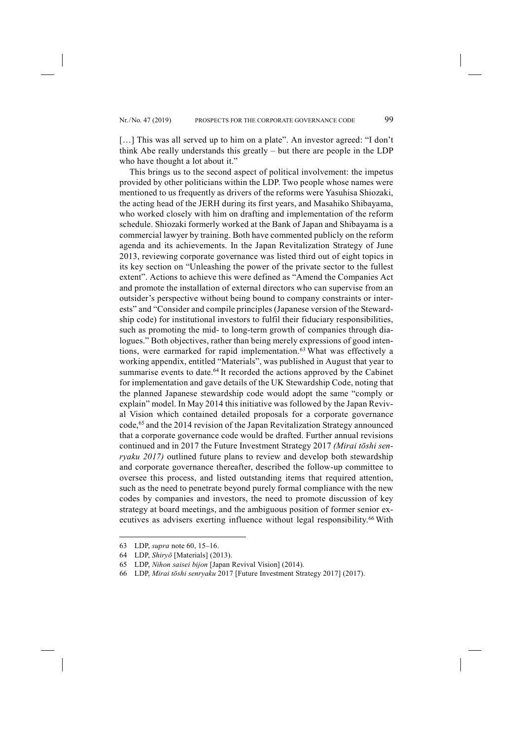[…] This was all served up to him on a plate". An investor agreed: "I don't think Abe really understands this greatly – but there are people in the LDP who have thought a lot about it."

This brings us to the second aspect of political involvement: the impetus provided by other politicians within the LDP. Two people whose names were mentioned to us frequently as drivers of the reforms were Yasuhisa Shiozaki, the acting head of the JERH during its first years, and Masahiko Shibayama, who worked closely with him on drafting and implementation of the reform schedule. Shiozaki formerly worked at the Bank of Japan and Shibayama is a commercial lawyer by training. Both have commented publicly on the reform agenda and its achievements. In the Japan Revitalization Strategy of June 2013, reviewing corporate governance was listed third out of eight topics in its key section on "Unleashing the power of the private sector to the fullest extent". Actions to achieve this were defined as "Amend the Companies Act and promote the installation of external directors who can supervise from an outsider's perspective without being bound to company constraints or interests" and "Consider and compile principles (Japanese version of the Stewardship code) for institutional investors to fulfil their fiduciary responsibilities, such as promoting the mid- to long-term growth of companies through dialogues." Both objectives, rather than being merely expressions of good intentions, were earmarked for rapid implementation.[63] What was effectively a working appendix, entitled "Materials", was published in August that year to summarise events to date.[64] It recorded the actions approved by the Cabinet for implementation and gave details of the UK Stewardship Code, noting that the planned Japanese stewardship code would adopt the same "comply or explain" model. In May 2014 this initiative was followed by the Japan Revival Vision which contained detailed proposals for a corporate governance code,[65] and the 2014 revision of the Japan Revitalization Strategy announced that a corporate governance code would be drafted. Further annual revisions continued and in 2017 the Future Investment Strategy 2017 *(Mirai tōshi senryaku 2017)* outlined future plans to review and develop both stewardship and corporate governance thereafter, described the follow-up committee to oversee this process, and listed outstanding items that required attention, such as the need to penetrate beyond purely formal compliance with the new codes by companies and investors, the need to promote discussion of key strategy at board meetings, and the ambiguous position of former senior executives as advisers exerting influence without legal responsibility.[66] With

---

63 LDP, *supra* note 60, 15–16.

64 LDP, *Shiryō* [Materials] (2013).

65 LDP, *Nihon saisei bijon* [Japan Revival Vision] (2014).

66 LDP, *Mirai tōshi senryaku* 2017 [Future Investment Strategy 2017] (2017).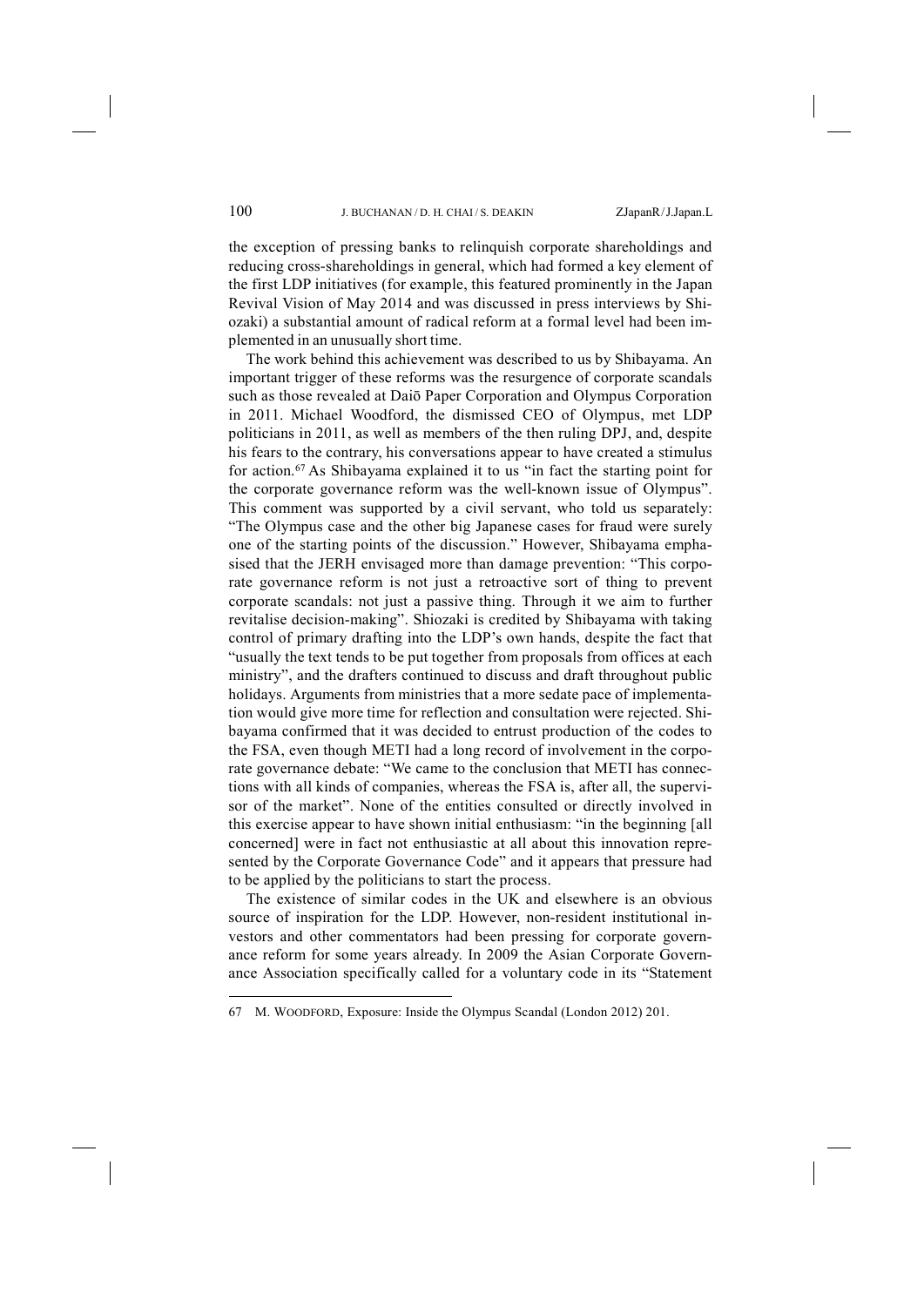the exception of pressing banks to relinquish corporate shareholdings and reducing cross-shareholdings in general, which had formed a key element of the first LDP initiatives (for example, this featured prominently in the Japan Revival Vision of May 2014 and was discussed in press interviews by Shiozaki) a substantial amount of radical reform at a formal level had been implemented in an unusually short time.

The work behind this achievement was described to us by Shibayama. An important trigger of these reforms was the resurgence of corporate scandals such as those revealed at Daiō Paper Corporation and Olympus Corporation in 2011. Michael Woodford, the dismissed CEO of Olympus, met LDP politicians in 2011, as well as members of the then ruling DPJ, and, despite his fears to the contrary, his conversations appear to have created a stimulus for action.[67] As Shibayama explained it to us "in fact the starting point for the corporate governance reform was the well-known issue of Olympus". This comment was supported by a civil servant, who told us separately: "The Olympus case and the other big Japanese cases for fraud were surely one of the starting points of the discussion." However, Shibayama emphasised that the JERH envisaged more than damage prevention: "This corporate governance reform is not just a retroactive sort of thing to prevent corporate scandals: not just a passive thing. Through it we aim to further revitalise decision-making". Shiozaki is credited by Shibayama with taking control of primary drafting into the LDP's own hands, despite the fact that "usually the text tends to be put together from proposals from offices at each ministry", and the drafters continued to discuss and draft throughout public holidays. Arguments from ministries that a more sedate pace of implementation would give more time for reflection and consultation were rejected. Shibayama confirmed that it was decided to entrust production of the codes to the FSA, even though METI had a long record of involvement in the corporate governance debate: "We came to the conclusion that METI has connections with all kinds of companies, whereas the FSA is, after all, the supervisor of the market". None of the entities consulted or directly involved in this exercise appear to have shown initial enthusiasm: "in the beginning [all concerned] were in fact not enthusiastic at all about this innovation represented by the Corporate Governance Code" and it appears that pressure had to be applied by the politicians to start the process.

The existence of similar codes in the UK and elsewhere is an obvious source of inspiration for the LDP. However, non-resident institutional investors and other commentators had been pressing for corporate governance reform for some years already. In 2009 the Asian Corporate Governance Association specifically called for a voluntary code in its "Statement

---

67 M. WOODFORD, Exposure: Inside the Olympus Scandal (London 2012) 201.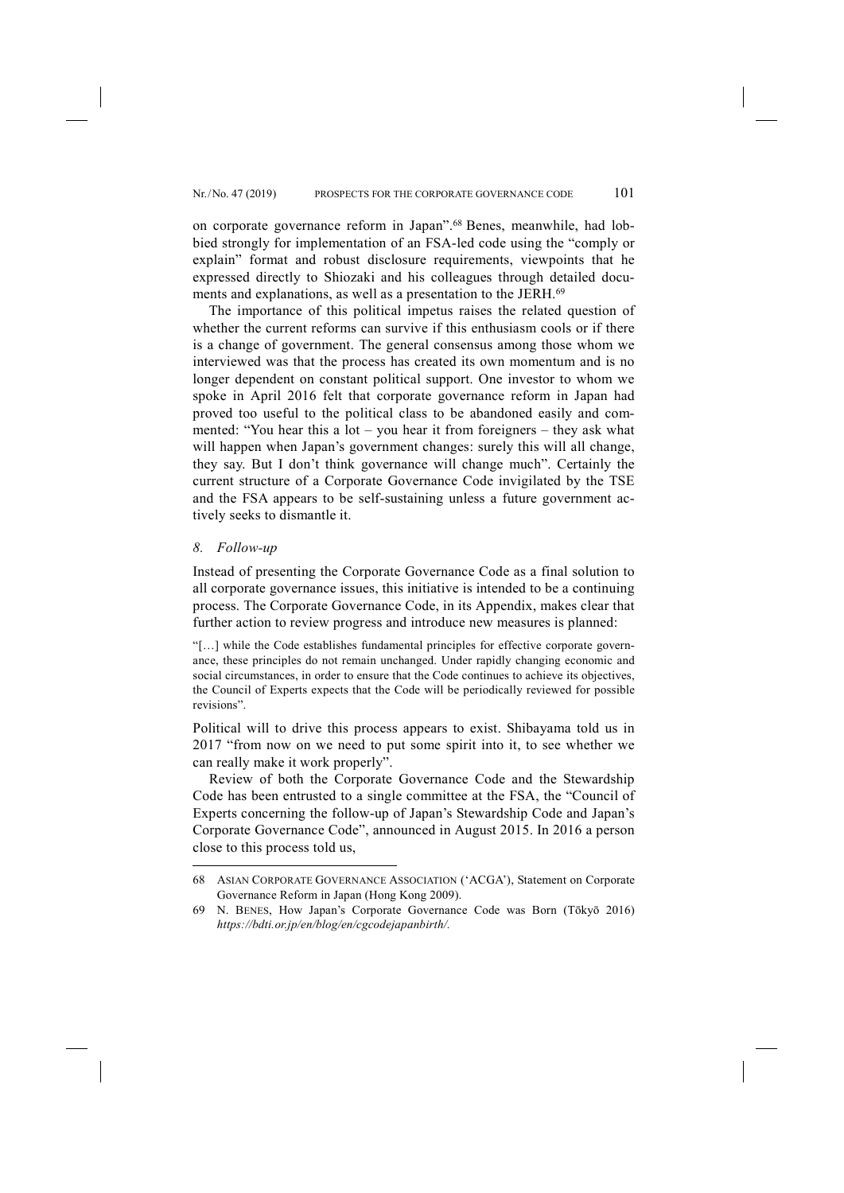on corporate governance reform in Japan".[68] Benes, meanwhile, had lobbied strongly for implementation of an FSA-led code using the "comply or explain" format and robust disclosure requirements, viewpoints that he expressed directly to Shiozaki and his colleagues through detailed documents and explanations, as well as a presentation to the JERH.[69]

The importance of this political impetus raises the related question of whether the current reforms can survive if this enthusiasm cools or if there is a change of government. The general consensus among those whom we interviewed was that the process has created its own momentum and is no longer dependent on constant political support. One investor to whom we spoke in April 2016 felt that corporate governance reform in Japan had proved too useful to the political class to be abandoned easily and commented: "You hear this a lot – you hear it from foreigners – they ask what will happen when Japan's government changes: surely this will all change, they say. But I don't think governance will change much". Certainly the current structure of a Corporate Governance Code invigilated by the TSE and the FSA appears to be self-sustaining unless a future government actively seeks to dismantle it.

### *8. Follow-up*

Instead of presenting the Corporate Governance Code as a final solution to all corporate governance issues, this initiative is intended to be a continuing process. The Corporate Governance Code, in its Appendix, makes clear that further action to review progress and introduce new measures is planned:

> "[…] while the Code establishes fundamental principles for effective corporate governance, these principles do not remain unchanged. Under rapidly changing economic and social circumstances, in order to ensure that the Code continues to achieve its objectives, the Council of Experts expects that the Code will be periodically reviewed for possible revisions".

Political will to drive this process appears to exist. Shibayama told us in 2017 "from now on we need to put some spirit into it, to see whether we can really make it work properly".

Review of both the Corporate Governance Code and the Stewardship Code has been entrusted to a single committee at the FSA, the "Council of Experts concerning the follow-up of Japan's Stewardship Code and Japan's Corporate Governance Code", announced in August 2015. In 2016 a person close to this process told us,

---

68 ASIAN CORPORATE GOVERNANCE ASSOCIATION ('ACGA'), Statement on Corporate Governance Reform in Japan (Hong Kong 2009).

69 N. BENES, How Japan's Corporate Governance Code was Born (Tōkyō 2016) *https://bdti.or.jp/en/blog/en/cgcodejapanbirth/*.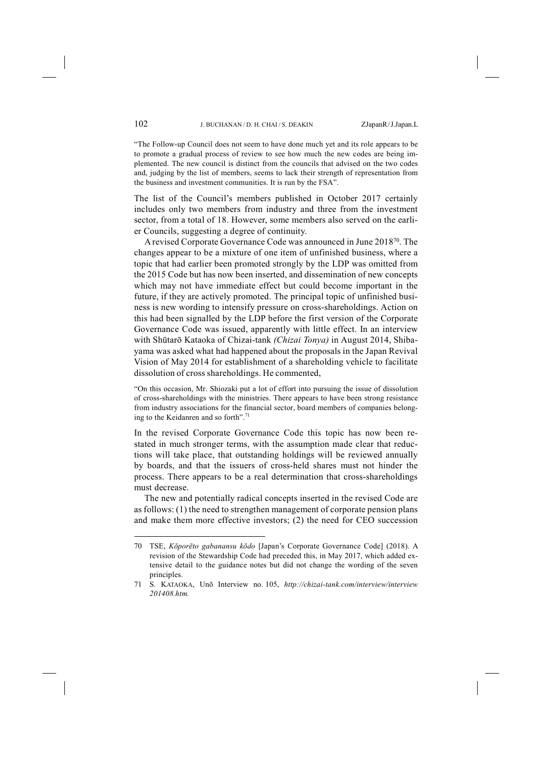"The Follow-up Council does not seem to have done much yet and its role appears to be to promote a gradual process of review to see how much the new codes are being implemented. The new council is distinct from the councils that advised on the two codes and, judging by the list of members, seems to lack their strength of representation from the business and investment communities. It is run by the FSA".

The list of the Council's members published in October 2017 certainly includes only two members from industry and three from the investment sector, from a total of 18. However, some members also served on the earlier Councils, suggesting a degree of continuity.

A revised Corporate Governance Code was announced in June 2018[70]. The changes appear to be a mixture of one item of unfinished business, where a topic that had earlier been promoted strongly by the LDP was omitted from the 2015 Code but has now been inserted, and dissemination of new concepts which may not have immediate effect but could become important in the future, if they are actively promoted. The principal topic of unfinished business is new wording to intensify pressure on cross-shareholdings. Action on this had been signalled by the LDP before the first version of the Corporate Governance Code was issued, apparently with little effect. In an interview with Shūtarō Kataoka of Chizai-tank *(Chizai Tonya)* in August 2014, Shibayama was asked what had happened about the proposals in the Japan Revival Vision of May 2014 for establishment of a shareholding vehicle to facilitate dissolution of cross shareholdings. He commented,

"On this occasion, Mr. Shiozaki put a lot of effort into pursuing the issue of dissolution of cross-shareholdings with the ministries. There appears to have been strong resistance from industry associations for the financial sector, board members of companies belonging to the Keidanren and so forth".[71]

In the revised Corporate Governance Code this topic has now been restated in much stronger terms, with the assumption made clear that reductions will take place, that outstanding holdings will be reviewed annually by boards, and that the issuers of cross-held shares must not hinder the process. There appears to be a real determination that cross-shareholdings must decrease.

The new and potentially radical concepts inserted in the revised Code are as follows: (1) the need to strengthen management of corporate pension plans and make them more effective investors; (2) the need for CEO succession

---

70 TSE, *Kōporēto gabanansu kōdo* [Japan's Corporate Governance Code] (2018). A revision of the Stewardship Code had preceded this, in May 2017, which added extensive detail to the guidance notes but did not change the wording of the seven principles.

71 S. KATAOKA, Unō Interview no. 105, *http://chizai-tank.com/interview/interview201408.htm.*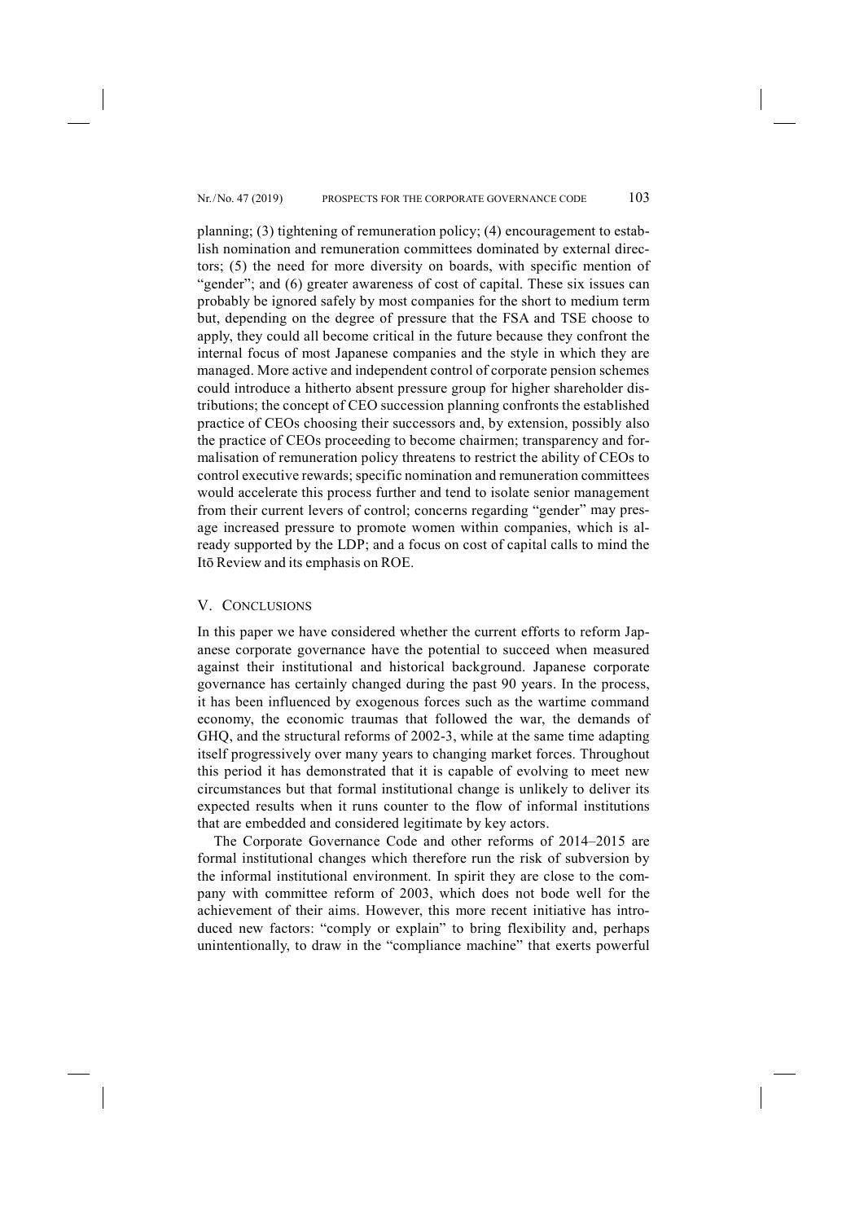planning; (3) tightening of remuneration policy; (4) encouragement to establish nomination and remuneration committees dominated by external directors; (5) the need for more diversity on boards, with specific mention of "gender"; and (6) greater awareness of cost of capital. These six issues can probably be ignored safely by most companies for the short to medium term but, depending on the degree of pressure that the FSA and TSE choose to apply, they could all become critical in the future because they confront the internal focus of most Japanese companies and the style in which they are managed. More active and independent control of corporate pension schemes could introduce a hitherto absent pressure group for higher shareholder distributions; the concept of CEO succession planning confronts the established practice of CEOs choosing their successors and, by extension, possibly also the practice of CEOs proceeding to become chairmen; transparency and formalisation of remuneration policy threatens to restrict the ability of CEOs to control executive rewards; specific nomination and remuneration committees would accelerate this process further and tend to isolate senior management from their current levers of control; concerns regarding "gender" may presage increased pressure to promote women within companies, which is already supported by the LDP; and a focus on cost of capital calls to mind the Itō Review and its emphasis on ROE.

## V. Conclusions

In this paper we have considered whether the current efforts to reform Japanese corporate governance have the potential to succeed when measured against their institutional and historical background. Japanese corporate governance has certainly changed during the past 90 years. In the process, it has been influenced by exogenous forces such as the wartime command economy, the economic traumas that followed the war, the demands of GHQ, and the structural reforms of 2002-3, while at the same time adapting itself progressively over many years to changing market forces. Throughout this period it has demonstrated that it is capable of evolving to meet new circumstances but that formal institutional change is unlikely to deliver its expected results when it runs counter to the flow of informal institutions that are embedded and considered legitimate by key actors.

The Corporate Governance Code and other reforms of 2014–2015 are formal institutional changes which therefore run the risk of subversion by the informal institutional environment. In spirit they are close to the company with committee reform of 2003, which does not bode well for the achievement of their aims. However, this more recent initiative has introduced new factors: "comply or explain" to bring flexibility and, perhaps unintentionally, to draw in the "compliance machine" that exerts powerful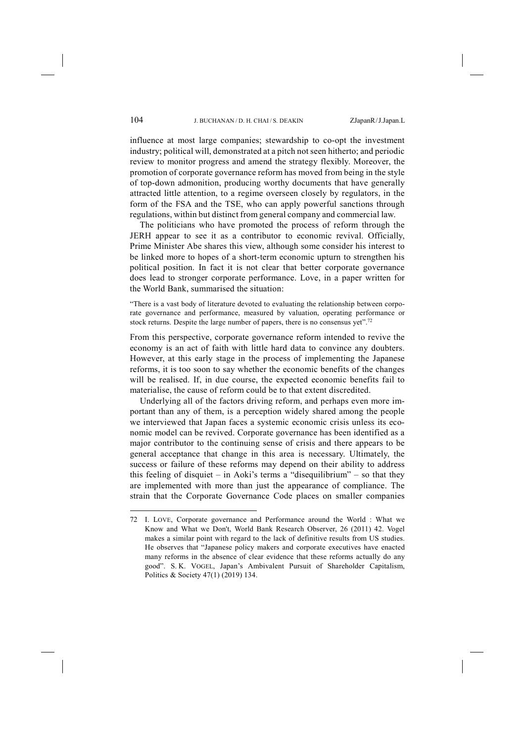influence at most large companies; stewardship to co-opt the investment industry; political will, demonstrated at a pitch not seen hitherto; and periodic review to monitor progress and amend the strategy flexibly. Moreover, the promotion of corporate governance reform has moved from being in the style of top-down admonition, producing worthy documents that have generally attracted little attention, to a regime overseen closely by regulators, in the form of the FSA and the TSE, who can apply powerful sanctions through regulations, within but distinct from general company and commercial law.

The politicians who have promoted the process of reform through the JERH appear to see it as a contributor to economic revival. Officially, Prime Minister Abe shares this view, although some consider his interest to be linked more to hopes of a short-term economic upturn to strengthen his political position. In fact it is not clear that better corporate governance does lead to stronger corporate performance. Love, in a paper written for the World Bank, summarised the situation:

> "There is a vast body of literature devoted to evaluating the relationship between corporate governance and performance, measured by valuation, operating performance or stock returns. Despite the large number of papers, there is no consensus yet".[72]

From this perspective, corporate governance reform intended to revive the economy is an act of faith with little hard data to convince any doubters. However, at this early stage in the process of implementing the Japanese reforms, it is too soon to say whether the economic benefits of the changes will be realised. If, in due course, the expected economic benefits fail to materialise, the cause of reform could be to that extent discredited.

Underlying all of the factors driving reform, and perhaps even more important than any of them, is a perception widely shared among the people we interviewed that Japan faces a systemic economic crisis unless its economic model can be revived. Corporate governance has been identified as a major contributor to the continuing sense of crisis and there appears to be general acceptance that change in this area is necessary. Ultimately, the success or failure of these reforms may depend on their ability to address this feeling of disquiet – in Aoki's terms a "disequilibrium" – so that they are implemented with more than just the appearance of compliance. The strain that the Corporate Governance Code places on smaller companies

---

72 I. LOVE, Corporate governance and Performance around the World : What we Know and What we Don't, World Bank Research Observer, 26 (2011) 42. Vogel makes a similar point with regard to the lack of definitive results from US studies. He observes that "Japanese policy makers and corporate executives have enacted many reforms in the absence of clear evidence that these reforms actually do any good". S. K. VOGEL, Japan's Ambivalent Pursuit of Shareholder Capitalism, Politics & Society 47(1) (2019) 134.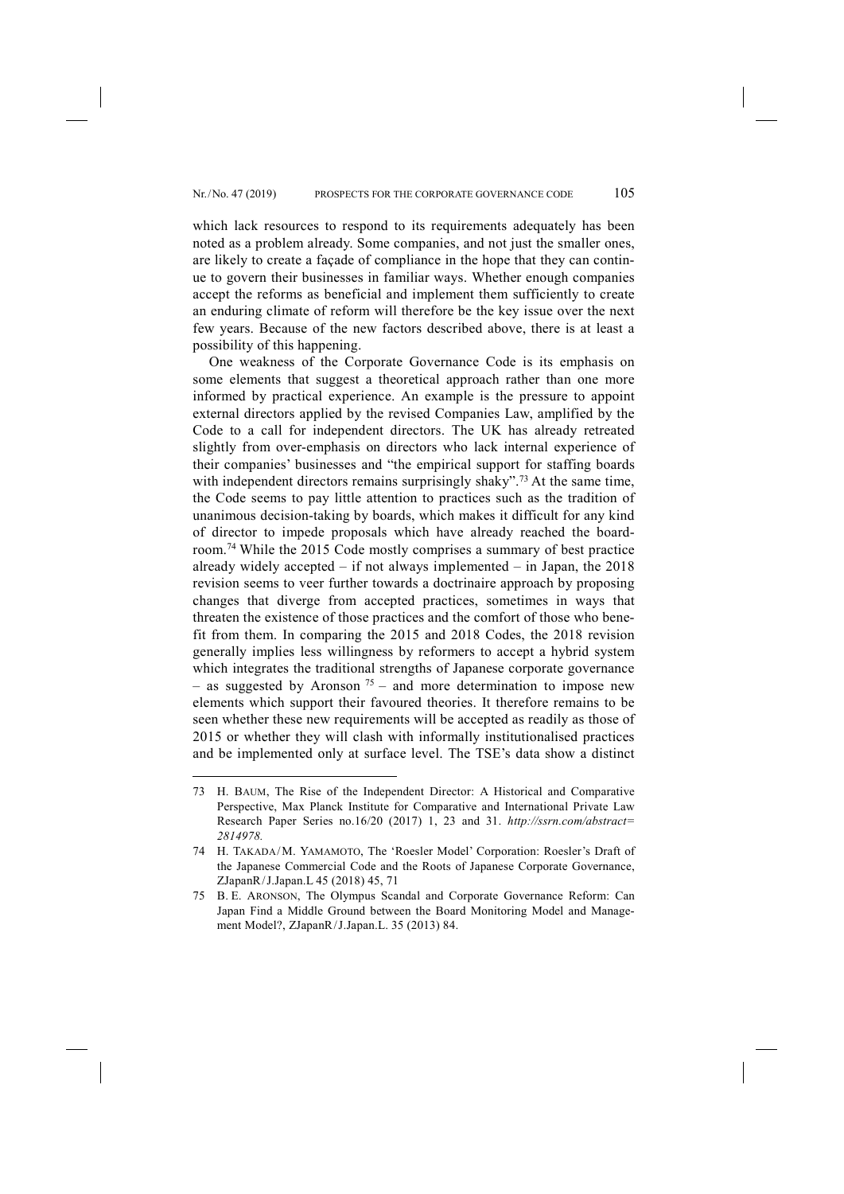which lack resources to respond to its requirements adequately has been noted as a problem already. Some companies, and not just the smaller ones, are likely to create a façade of compliance in the hope that they can continue to govern their businesses in familiar ways. Whether enough companies accept the reforms as beneficial and implement them sufficiently to create an enduring climate of reform will therefore be the key issue over the next few years. Because of the new factors described above, there is at least a possibility of this happening.

One weakness of the Corporate Governance Code is its emphasis on some elements that suggest a theoretical approach rather than one more informed by practical experience. An example is the pressure to appoint external directors applied by the revised Companies Law, amplified by the Code to a call for independent directors. The UK has already retreated slightly from over-emphasis on directors who lack internal experience of their companies' businesses and "the empirical support for staffing boards with independent directors remains surprisingly shaky".[73] At the same time, the Code seems to pay little attention to practices such as the tradition of unanimous decision-taking by boards, which makes it difficult for any kind of director to impede proposals which have already reached the boardroom.[74] While the 2015 Code mostly comprises a summary of best practice already widely accepted – if not always implemented – in Japan, the 2018 revision seems to veer further towards a doctrinaire approach by proposing changes that diverge from accepted practices, sometimes in ways that threaten the existence of those practices and the comfort of those who benefit from them. In comparing the 2015 and 2018 Codes, the 2018 revision generally implies less willingness by reformers to accept a hybrid system which integrates the traditional strengths of Japanese corporate governance – as suggested by Aronson [75] – and more determination to impose new elements which support their favoured theories. It therefore remains to be seen whether these new requirements will be accepted as readily as those of 2015 or whether they will clash with informally institutionalised practices and be implemented only at surface level. The TSE's data show a distinct

---

73 H. BAUM, The Rise of the Independent Director: A Historical and Comparative Perspective, Max Planck Institute for Comparative and International Private Law Research Paper Series no.16/20 (2017) 1, 23 and 31. *http://ssrn.com/abstract=2814978.*

74 H. TAKADA/M. YAMAMOTO, The 'Roesler Model' Corporation: Roesler's Draft of the Japanese Commercial Code and the Roots of Japanese Corporate Governance, ZJapanR/J.Japan.L 45 (2018) 45, 71

75 B. E. ARONSON, The Olympus Scandal and Corporate Governance Reform: Can Japan Find a Middle Ground between the Board Monitoring Model and Management Model?, ZJapanR/J.Japan.L. 35 (2013) 84.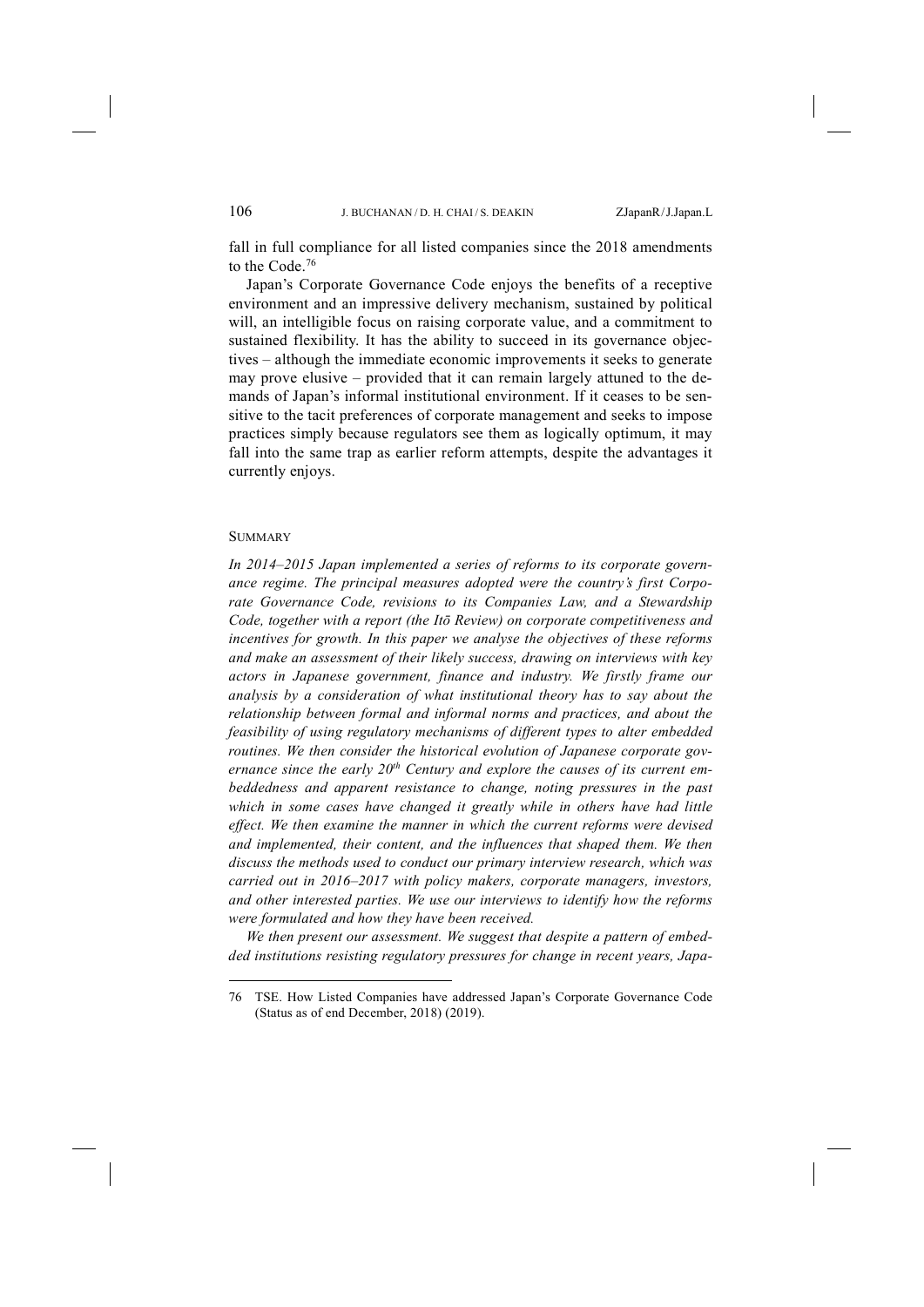fall in full compliance for all listed companies since the 2018 amendments to the Code.[76]

Japan's Corporate Governance Code enjoys the benefits of a receptive environment and an impressive delivery mechanism, sustained by political will, an intelligible focus on raising corporate value, and a commitment to sustained flexibility. It has the ability to succeed in its governance objectives – although the immediate economic improvements it seeks to generate may prove elusive – provided that it can remain largely attuned to the demands of Japan's informal institutional environment. If it ceases to be sensitive to the tacit preferences of corporate management and seeks to impose practices simply because regulators see them as logically optimum, it may fall into the same trap as earlier reform attempts, despite the advantages it currently enjoys.

## SUMMARY

*In 2014–2015 Japan implemented a series of reforms to its corporate governance regime. The principal measures adopted were the country's first Corporate Governance Code, revisions to its Companies Law, and a Stewardship Code, together with a report (the Itō Review) on corporate competitiveness and incentives for growth. In this paper we analyse the objectives of these reforms and make an assessment of their likely success, drawing on interviews with key actors in Japanese government, finance and industry. We firstly frame our analysis by a consideration of what institutional theory has to say about the relationship between formal and informal norms and practices, and about the feasibility of using regulatory mechanisms of different types to alter embedded routines. We then consider the historical evolution of Japanese corporate governance since the early 20th Century and explore the causes of its current embeddedness and apparent resistance to change, noting pressures in the past which in some cases have changed it greatly while in others have had little effect. We then examine the manner in which the current reforms were devised and implemented, their content, and the influences that shaped them. We then discuss the methods used to conduct our primary interview research, which was carried out in 2016–2017 with policy makers, corporate managers, investors, and other interested parties. We use our interviews to identify how the reforms were formulated and how they have been received.*

*We then present our assessment. We suggest that despite a pattern of embedded institutions resisting regulatory pressures for change in recent years, Japa-*

---

76 TSE. How Listed Companies have addressed Japan's Corporate Governance Code (Status as of end December, 2018) (2019).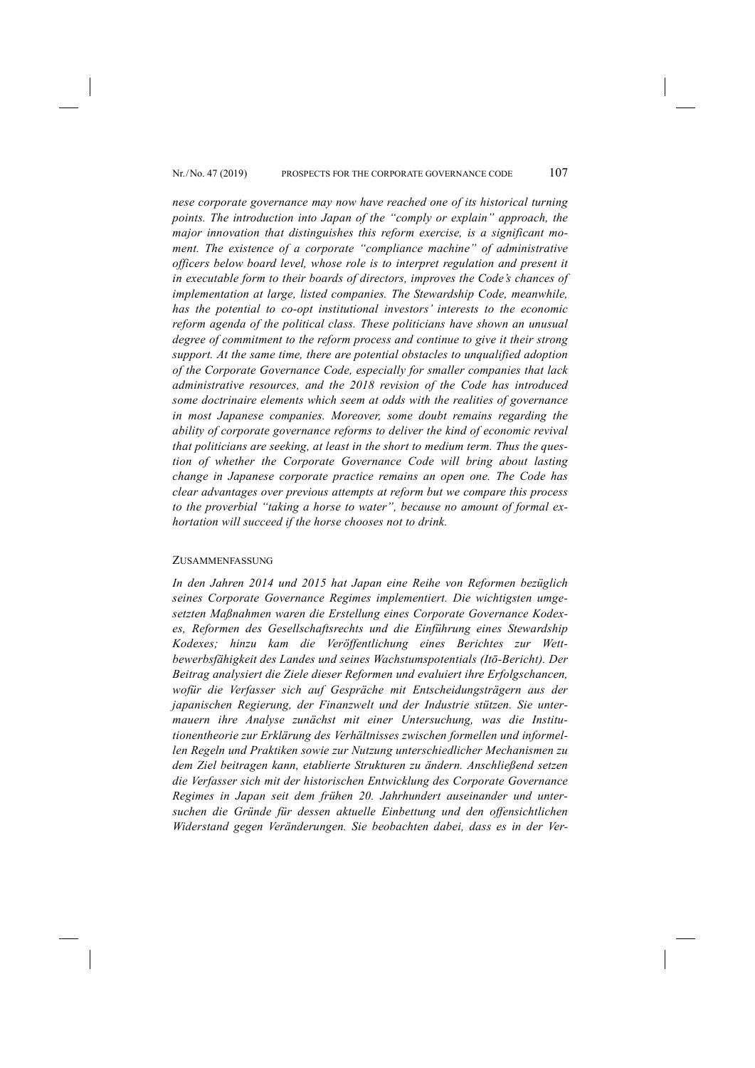*nese corporate governance may now have reached one of its historical turning points. The introduction into Japan of the "comply or explain" approach, the major innovation that distinguishes this reform exercise, is a significant moment. The existence of a corporate "compliance machine" of administrative officers below board level, whose role is to interpret regulation and present it in executable form to their boards of directors, improves the Code's chances of implementation at large, listed companies. The Stewardship Code, meanwhile, has the potential to co-opt institutional investors' interests to the economic reform agenda of the political class. These politicians have shown an unusual degree of commitment to the reform process and continue to give it their strong support. At the same time, there are potential obstacles to unqualified adoption of the Corporate Governance Code, especially for smaller companies that lack administrative resources, and the 2018 revision of the Code has introduced some doctrinaire elements which seem at odds with the realities of governance in most Japanese companies. Moreover, some doubt remains regarding the ability of corporate governance reforms to deliver the kind of economic revival that politicians are seeking, at least in the short to medium term. Thus the question of whether the Corporate Governance Code will bring about lasting change in Japanese corporate practice remains an open one. The Code has clear advantages over previous attempts at reform but we compare this process to the proverbial "taking a horse to water", because no amount of formal exhortation will succeed if the horse chooses not to drink.*

## ZUSAMMENFASSUNG

*In den Jahren 2014 und 2015 hat Japan eine Reihe von Reformen bezüglich seines Corporate Governance Regimes implementiert. Die wichtigsten umgesetzten Maßnahmen waren die Erstellung eines Corporate Governance Kodexes, Reformen des Gesellschaftsrechts und die Einführung eines Stewardship Kodexes; hinzu kam die Veröffentlichung eines Berichtes zur Wettbewerbsfähigkeit des Landes und seines Wachstumspotentials (Itō-Bericht). Der Beitrag analysiert die Ziele dieser Reformen und evaluiert ihre Erfolgschancen, wofür die Verfasser sich auf Gespräche mit Entscheidungsträgern aus der japanischen Regierung, der Finanzwelt und der Industrie stützen. Sie untermauern ihre Analyse zunächst mit einer Untersuchung, was die Institutionentheorie zur Erklärung des Verhältnisses zwischen formellen und informellen Regeln und Praktiken sowie zur Nutzung unterschiedlicher Mechanismen zu dem Ziel beitragen kann, etablierte Strukturen zu ändern. Anschließend setzen die Verfasser sich mit der historischen Entwicklung des Corporate Governance Regimes in Japan seit dem frühen 20. Jahrhundert auseinander und untersuchen die Gründe für dessen aktuelle Einbettung und den offensichtlichen Widerstand gegen Veränderungen. Sie beobachten dabei, dass es in der Ver-*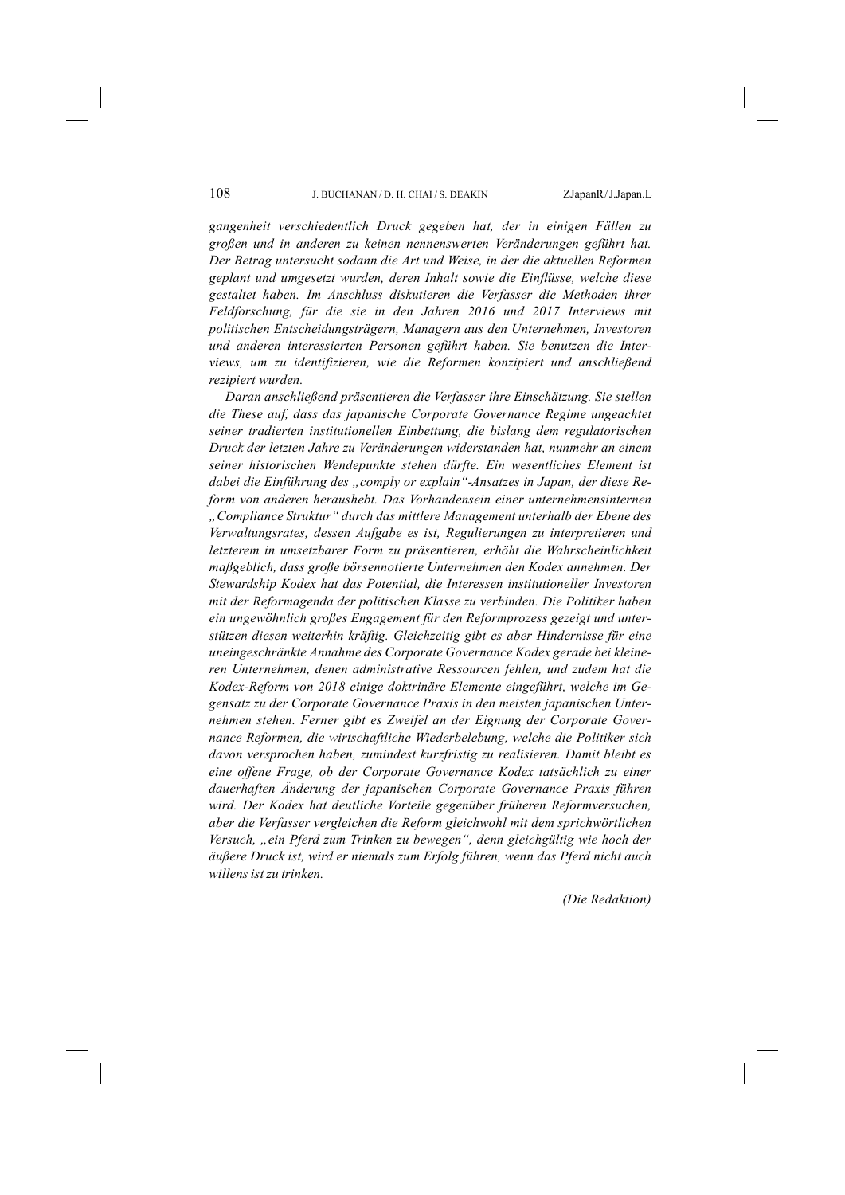*gangenheit verschiedentlich Druck gegeben hat, der in einigen Fällen zu großen und in anderen zu keinen nennenswerten Veränderungen geführt hat. Der Betrag untersucht sodann die Art und Weise, in der die aktuellen Reformen geplant und umgesetzt wurden, deren Inhalt sowie die Einflüsse, welche diese gestaltet haben. Im Anschluss diskutieren die Verfasser die Methoden ihrer Feldforschung, für die sie in den Jahren 2016 und 2017 Interviews mit politischen Entscheidungsträgern, Managern aus den Unternehmen, Investoren und anderen interessierten Personen geführt haben. Sie benutzen die Interviews, um zu identifizieren, wie die Reformen konzipiert und anschließend rezipiert wurden.*

*Daran anschließend präsentieren die Verfasser ihre Einschätzung. Sie stellen die These auf, dass das japanische Corporate Governance Regime ungeachtet seiner tradierten institutionellen Einbettung, die bislang dem regulatorischen Druck der letzten Jahre zu Veränderungen widerstanden hat, nunmehr an einem seiner historischen Wendepunkte stehen dürfte. Ein wesentliches Element ist dabei die Einführung des „comply or explain"-Ansatzes in Japan, der diese Reform von anderen heraushebt. Das Vorhandensein einer unternehmensinternen „Compliance Struktur" durch das mittlere Management unterhalb der Ebene des Verwaltungsrates, dessen Aufgabe es ist, Regulierungen zu interpretieren und letzterem in umsetzbarer Form zu präsentieren, erhöht die Wahrscheinlichkeit maßgeblich, dass große börsennotierte Unternehmen den Kodex annehmen. Der Stewardship Kodex hat das Potential, die Interessen institutioneller Investoren mit der Reformagenda der politischen Klasse zu verbinden. Die Politiker haben ein ungewöhnlich großes Engagement für den Reformprozess gezeigt und unterstützen diesen weiterhin kräftig. Gleichzeitig gibt es aber Hindernisse für eine uneingeschränkte Annahme des Corporate Governance Kodex gerade bei kleineren Unternehmen, denen administrative Ressourcen fehlen, und zudem hat die Kodex-Reform von 2018 einige doktrinäre Elemente eingeführt, welche im Gegensatz zu der Corporate Governance Praxis in den meisten japanischen Unternehmen stehen. Ferner gibt es Zweifel an der Eignung der Corporate Governance Reformen, die wirtschaftliche Wiederbelebung, welche die Politiker sich davon versprochen haben, zumindest kurzfristig zu realisieren. Damit bleibt es eine offene Frage, ob der Corporate Governance Kodex tatsächlich zu einer dauerhaften Änderung der japanischen Corporate Governance Praxis führen wird. Der Kodex hat deutliche Vorteile gegenüber früheren Reformversuchen, aber die Verfasser vergleichen die Reform gleichwohl mit dem sprichwörtlichen Versuch, „ein Pferd zum Trinken zu bewegen", denn gleichgültig wie hoch der äußere Druck ist, wird er niemals zum Erfolg führen, wenn das Pferd nicht auch willens ist zu trinken.*

*(Die Redaktion)*